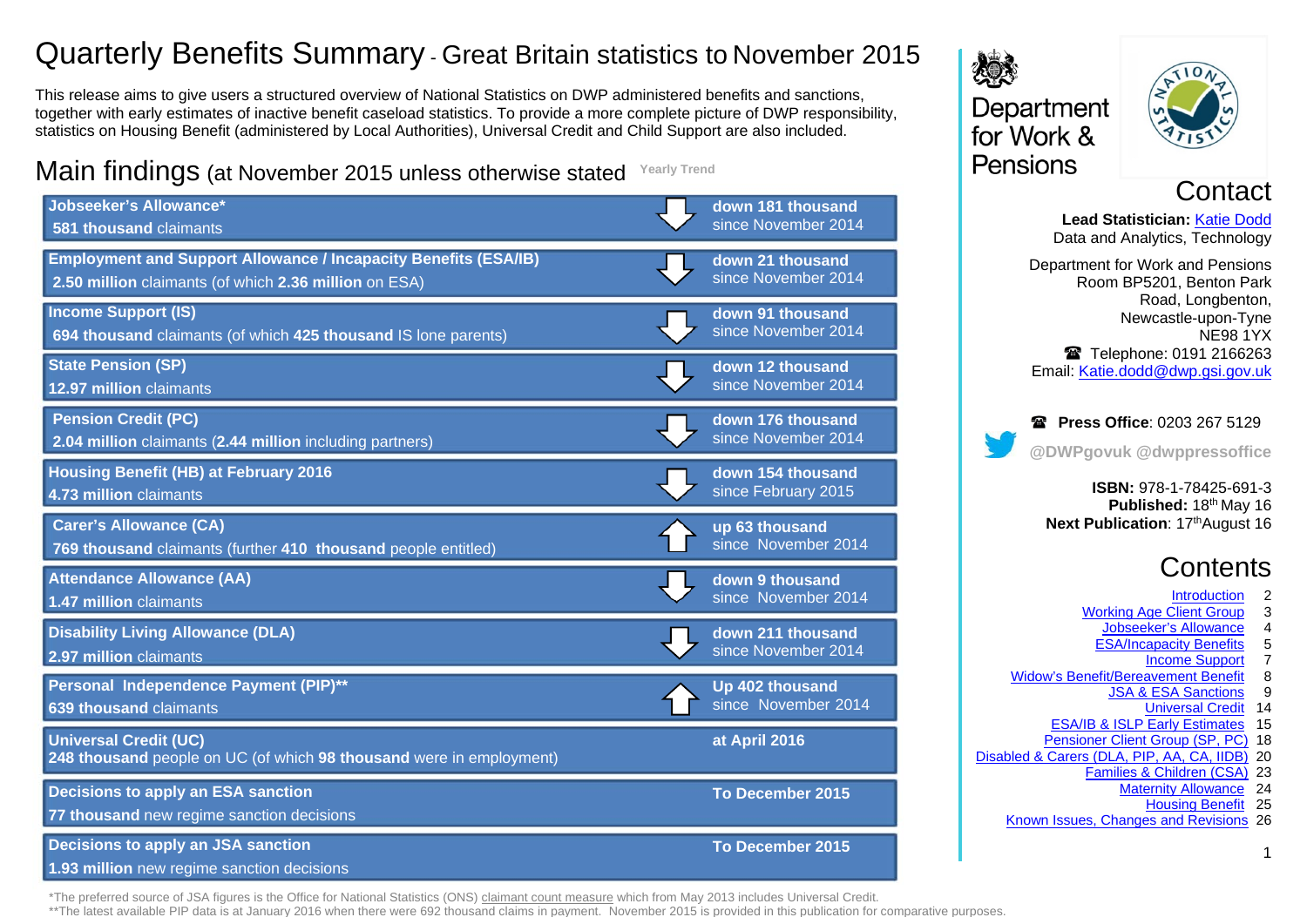# Quarterly Benefits Summary - Great Britain statistics to November 2015

This release aims to give users a structured overview of National Statistics on DWP administered benefits and sanctions, together with early estimates of inactive benefit caseload statistics. To provide a more complete picture of DWP responsibility, statistics on Housing Benefit (administered by Local Authorities), Universal Credit and Child Support are also included.

## Main findings (at November 2015 unless otherwise stated)

| Benefit | Yearly Trend |
|---|---|
| **Jobseeker's Allowance*** **581 thousand** claimants | ↓ **down 181 thousand** since November 2014 |
| **Employment and Support Allowance / Incapacity Benefits (ESA/IB)** **2.50 million** claimants (of which **2.36 million** on ESA) | ↓ **down 21 thousand** since November 2014 |
| **Income Support (IS)** **694 thousand** claimants (of which **425 thousand** IS lone parents) | ↓ **down 91 thousand** since November 2014 |
| **State Pension (SP)** **12.97 million** claimants | ↓ **down 12 thousand** since November 2014 |
| **Pension Credit (PC)** **2.04 million** claimants (**2.44 million** including partners) | ↓ **down 176 thousand** since November 2014 |
| **Housing Benefit (HB) at February 2016** **4.73 million** claimants | ↓ **down 154 thousand** since February 2015 |
| **Carer's Allowance (CA)** **769 thousand** claimants (further **410 thousand** people entitled) | ↑ **up 63 thousand** since November 2014 |
| **Attendance Allowance (AA)** **1.47 million** claimants | ↓ **down 9 thousand** since November 2014 |
| **Disability Living Allowance (DLA)** **2.97 million** claimants | ↓ **down 211 thousand** since November 2014 |
| **Personal Independence Payment (PIP)**** **639 thousand** claimants | ↑ **Up 402 thousand** since November 2014 |
| **Universal Credit (UC)** **248 thousand** people on UC (of which **98 thousand** were in employment) | **at April 2016** |
| **Decisions to apply an ESA sanction** **77 thousand** new regime sanction decisions | **To December 2015** |
| **Decisions to apply an JSA sanction** **1.93 million** new regime sanction decisions | **To December 2015** |

*The preferred source of JSA figures is the Office for National Statistics (ONS) claimant count measure which from May 2013 includes Universal Credit.

**The latest available PIP data is at January 2016 when there were 692 thousand claims in payment. November 2015 is provided in this publication for comparative purposes.

Department for Work & Pensions

## Contact

**Lead Statistician:** Katie Dodd
Data and Analytics, Technology

Department for Work and Pensions
Room BP5201, Benton Park Road, Longbenton,
Newcastle-upon-Tyne
NE98 1YX
Telephone: 0191 2166263
Email: Katie.dodd@dwp.gsi.gov.uk

**Press Office**: 0203 267 5129

@DWPgovuk @dwppressoffice

**ISBN:** 978-1-78425-691-3
**Published:** 18th May 16
**Next Publication**: 17th August 16

## Contents

| Section | Page |
|---|---|
| Introduction | 2 |
| Working Age Client Group | 3 |
| Jobseeker's Allowance | 4 |
| ESA/Incapacity Benefits | 5 |
| Income Support | 7 |
| Widow's Benefit/Bereavement Benefit | 8 |
| JSA & ESA Sanctions | 9 |
| Universal Credit | 14 |
| ESA/IB & ISLP Early Estimates | 15 |
| Pensioner Client Group (SP, PC) | 18 |
| Disabled & Carers (DLA, PIP, AA, CA, IIDB) | 20 |
| Families & Children (CSA) | 23 |
| Maternity Allowance | 24 |
| Housing Benefit | 25 |
| Known Issues, Changes and Revisions | 26 |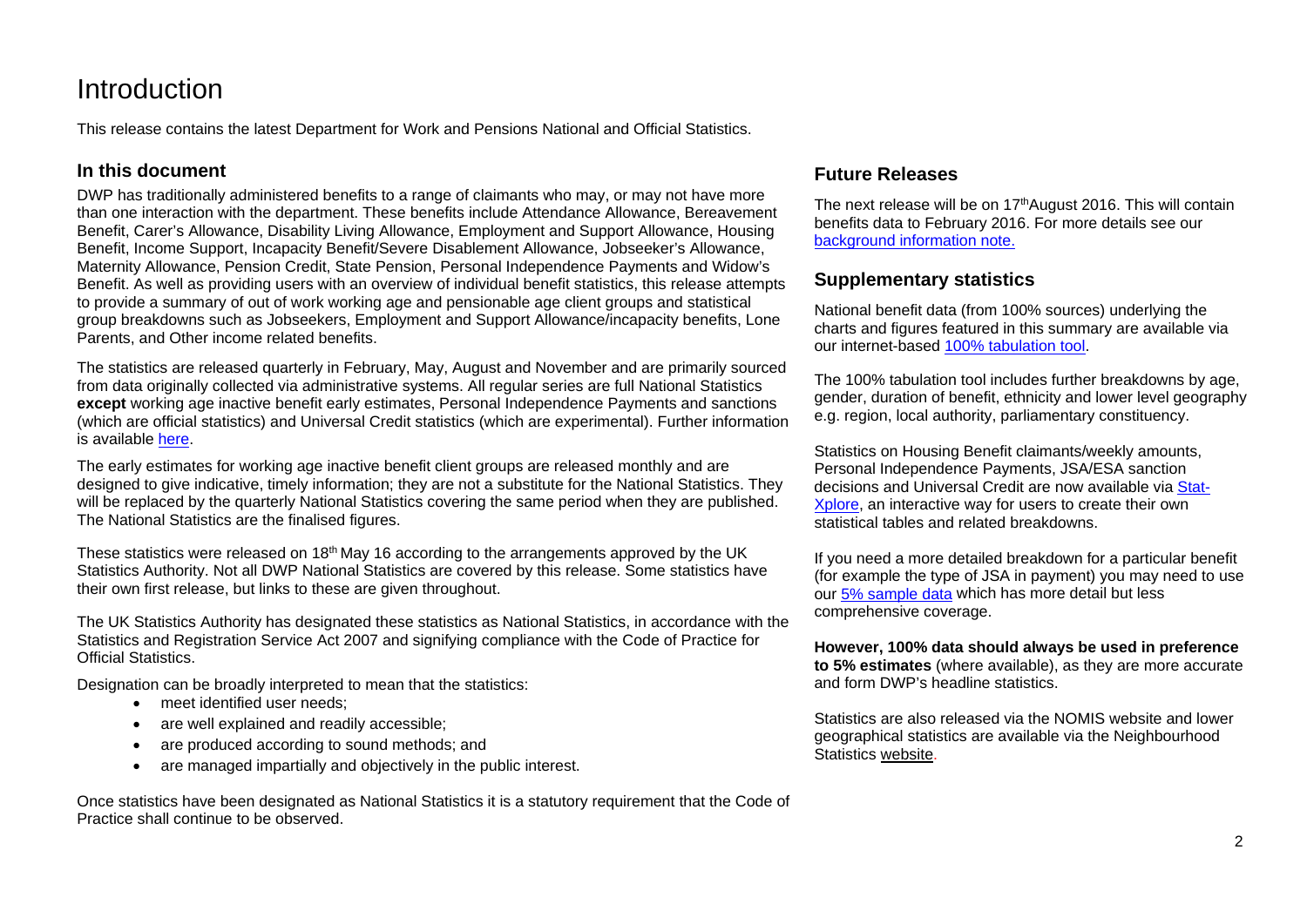# Introduction

This release contains the latest Department for Work and Pensions National and Official Statistics.

## In this document

DWP has traditionally administered benefits to a range of claimants who may, or may not have more than one interaction with the department. These benefits include Attendance Allowance, Bereavement Benefit, Carer's Allowance, Disability Living Allowance, Employment and Support Allowance, Housing Benefit, Income Support, Incapacity Benefit/Severe Disablement Allowance, Jobseeker's Allowance, Maternity Allowance, Pension Credit, State Pension, Personal Independence Payments and Widow's Benefit. As well as providing users with an overview of individual benefit statistics, this release attempts to provide a summary of out of work working age and pensionable age client groups and statistical group breakdowns such as Jobseekers, Employment and Support Allowance/incapacity benefits, Lone Parents, and Other income related benefits.

The statistics are released quarterly in February, May, August and November and are primarily sourced from data originally collected via administrative systems. All regular series are full National Statistics **except** working age inactive benefit early estimates, Personal Independence Payments and sanctions (which are official statistics) and Universal Credit statistics (which are experimental). Further information is available here.

The early estimates for working age inactive benefit client groups are released monthly and are designed to give indicative, timely information; they are not a substitute for the National Statistics. They will be replaced by the quarterly National Statistics covering the same period when they are published. The National Statistics are the finalised figures.

These statistics were released on 18th May 16 according to the arrangements approved by the UK Statistics Authority. Not all DWP National Statistics are covered by this release. Some statistics have their own first release, but links to these are given throughout.

The UK Statistics Authority has designated these statistics as National Statistics, in accordance with the Statistics and Registration Service Act 2007 and signifying compliance with the Code of Practice for Official Statistics.

Designation can be broadly interpreted to mean that the statistics:

- meet identified user needs;
- are well explained and readily accessible;
- are produced according to sound methods; and
- are managed impartially and objectively in the public interest.

Once statistics have been designated as National Statistics it is a statutory requirement that the Code of Practice shall continue to be observed.

## Future Releases

The next release will be on 17th August 2016. This will contain benefits data to February 2016. For more details see our background information note.

## Supplementary statistics

National benefit data (from 100% sources) underlying the charts and figures featured in this summary are available via our internet-based 100% tabulation tool.

The 100% tabulation tool includes further breakdowns by age, gender, duration of benefit, ethnicity and lower level geography e.g. region, local authority, parliamentary constituency.

Statistics on Housing Benefit claimants/weekly amounts, Personal Independence Payments, JSA/ESA sanction decisions and Universal Credit are now available via Stat-Xplore, an interactive way for users to create their own statistical tables and related breakdowns.

If you need a more detailed breakdown for a particular benefit (for example the type of JSA in payment) you may need to use our 5% sample data which has more detail but less comprehensive coverage.

**However, 100% data should always be used in preference to 5% estimates** (where available), as they are more accurate and form DWP's headline statistics.

Statistics are also released via the NOMIS website and lower geographical statistics are available via the Neighbourhood Statistics website.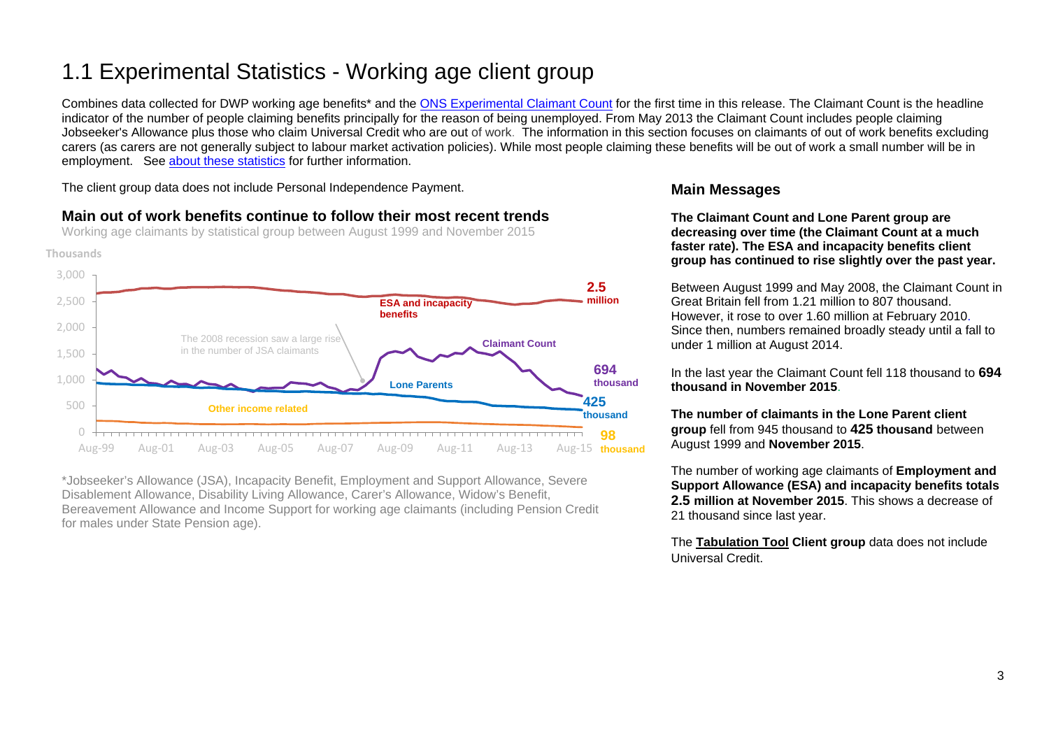# 1.1 Experimental Statistics - Working age client group

Combines data collected for DWP working age benefits* and the ONS Experimental Claimant Count for the first time in this release. The Claimant Count is the headline indicator of the number of people claiming benefits principally for the reason of being unemployed. From May 2013 the Claimant Count includes people claiming Jobseeker's Allowance plus those who claim Universal Credit who are out of work. The information in this section focuses on claimants of out of work benefits excluding carers (as carers are not generally subject to labour market activation policies). While most people claiming these benefits will be out of work a small number will be in employment. See about these statistics for further information.

The client group data does not include Personal Independence Payment.

## Main out of work benefits continue to follow their most recent trends

Working age claimants by statistical group between August 1999 and November 2015

Thousands

3,000
2,500
2,000
1,500
1,000
500
0

Aug-99 Aug-01 Aug-03 Aug-05 Aug-07 Aug-09 Aug-11 Aug-13 Aug-15

ESA and incapacity benefits — **2.5 million**

The 2008 recession saw a large rise in the number of JSA claimants

Claimant Count — **694 thousand**

Lone Parents — **425 thousand**

Other income related — **98 thousand**

*Jobseeker's Allowance (JSA), Incapacity Benefit, Employment and Support Allowance, Severe Disablement Allowance, Disability Living Allowance, Carer's Allowance, Widow's Benefit, Bereavement Allowance and Income Support for working age claimants (including Pension Credit for males under State Pension age).

## Main Messages

**The Claimant Count and Lone Parent group are decreasing over time (the Claimant Count at a much faster rate). The ESA and incapacity benefits client group has continued to rise slightly over the past year.**

Between August 1999 and May 2008, the Claimant Count in Great Britain fell from 1.21 million to 807 thousand. However, it rose to over 1.60 million at February 2010. Since then, numbers remained broadly steady until a fall to under 1 million at August 2014.

In the last year the Claimant Count fell 118 thousand to **694 thousand in November 2015**.

**The number of claimants in the Lone Parent client group** fell from 945 thousand to **425 thousand** between August 1999 and **November 2015**.

The number of working age claimants of **Employment and Support Allowance (ESA) and incapacity benefits totals 2.5 million at November 2015**. This shows a decrease of 21 thousand since last year.

The **Tabulation Tool Client group** data does not include Universal Credit.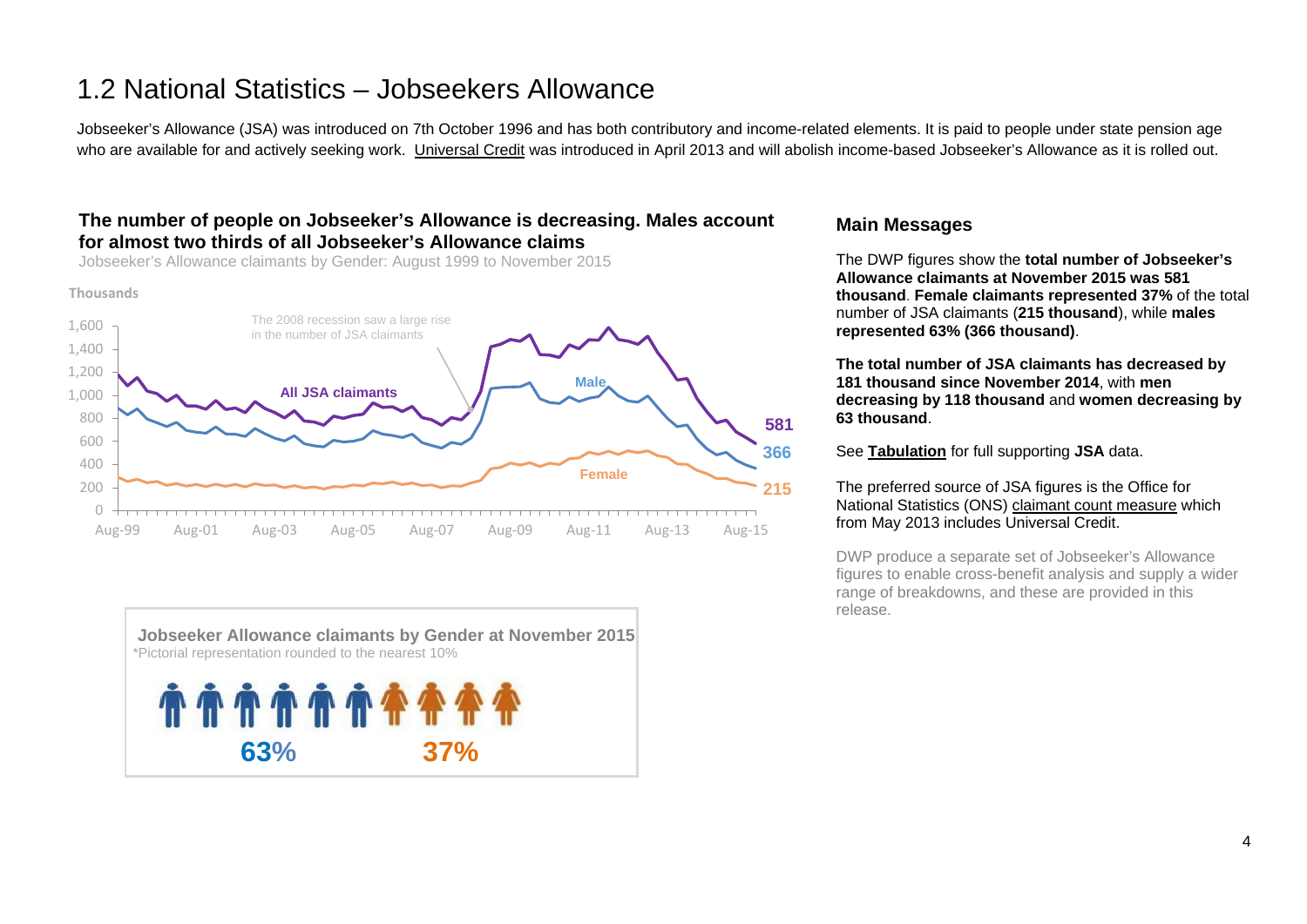# 1.2 National Statistics – Jobseekers Allowance

Jobseeker's Allowance (JSA) was introduced on 7th October 1996 and has both contributory and income-related elements. It is paid to people under state pension age who are available for and actively seeking work. Universal Credit was introduced in April 2013 and will abolish income-based Jobseeker's Allowance as it is rolled out.

## The number of people on Jobseeker's Allowance is decreasing. Males account for almost two thirds of all Jobseeker's Allowance claims

Jobseeker's Allowance claimants by Gender: August 1999 to November 2015

Thousands

The 2008 recession saw a large rise in the number of JSA claimants

All JSA claimants: 581
Male: 366
Female: 215

### Jobseeker Allowance claimants by Gender at November 2015

*Pictorial representation rounded to the nearest 10%

63% 37%

## Main Messages

The DWP figures show the **total number of Jobseeker's Allowance claimants at November 2015 was 581 thousand**. **Female claimants represented 37%** of the total number of JSA claimants (**215 thousand**), while **males represented 63% (366 thousand)**.

**The total number of JSA claimants has decreased by 181 thousand since November 2014**, with **men decreasing by 118 thousand** and **women decreasing by 63 thousand**.

See **Tabulation** for full supporting **JSA** data.

The preferred source of JSA figures is the Office for National Statistics (ONS) claimant count measure which from May 2013 includes Universal Credit.

DWP produce a separate set of Jobseeker's Allowance figures to enable cross-benefit analysis and supply a wider range of breakdowns, and these are provided in this release.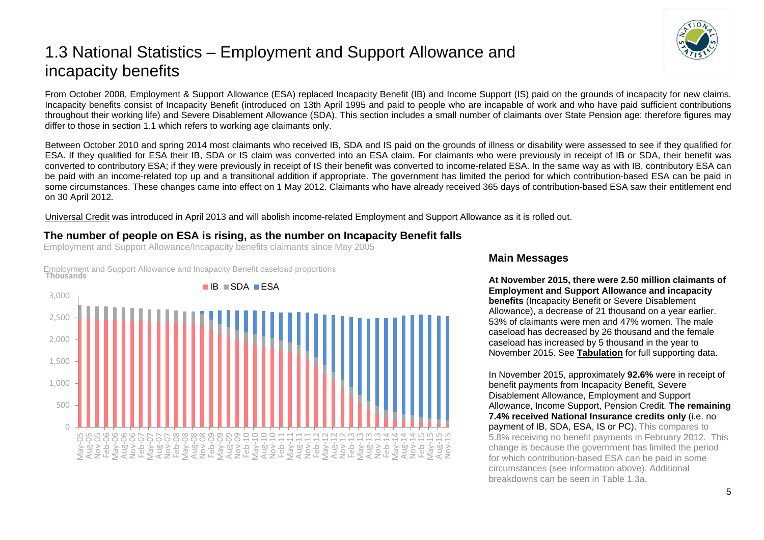# 1.3 National Statistics – Employment and Support Allowance and incapacity benefits

From October 2008, Employment & Support Allowance (ESA) replaced Incapacity Benefit (IB) and Income Support (IS) paid on the grounds of incapacity for new claims. Incapacity benefits consist of Incapacity Benefit (introduced on 13th April 1995 and paid to people who are incapable of work and who have paid sufficient contributions throughout their working life) and Severe Disablement Allowance (SDA). This section includes a small number of claimants over State Pension age; therefore figures may differ to those in section 1.1 which refers to working age claimants only.

Between October 2010 and spring 2014 most claimants who received IB, SDA and IS paid on the grounds of illness or disability were assessed to see if they qualified for ESA. If they qualified for ESA their IB, SDA or IS claim was converted into an ESA claim. For claimants who were previously in receipt of IB or SDA, their benefit was converted to contributory ESA; if they were previously in receipt of IS their benefit was converted to income-related ESA. In the same way as with IB, contributory ESA can be paid with an income-related top up and a transitional addition if appropriate. The government has limited the period for which contribution-based ESA can be paid in some circumstances. These changes came into effect on 1 May 2012. Claimants who have already received 365 days of contribution-based ESA saw their entitlement end on 30 April 2012.

Universal Credit was introduced in April 2013 and will abolish income-related Employment and Support Allowance as it is rolled out.

### The number of people on ESA is rising, as the number on Incapacity Benefit falls

Employment and Support Allowance/Incapacity benefits claimants since May 2005

Employment and Support Allowance and Incapacity Benefit caseload proportions

### Main Messages

**At November 2015, there were 2.50 million claimants of Employment and Support Allowance and incapacity benefits** (Incapacity Benefit or Severe Disablement Allowance), a decrease of 21 thousand on a year earlier. 53% of claimants were men and 47% women. The male caseload has decreased by 26 thousand and the female caseload has increased by 5 thousand in the year to November 2015. See **Tabulation** for full supporting data.

In November 2015, approximately **92.6%** were in receipt of benefit payments from Incapacity Benefit, Severe Disablement Allowance, Employment and Support Allowance, Income Support, Pension Credit. **The remaining 7.4% received National Insurance credits only** (i.e. no payment of IB, SDA, ESA, IS or PC). This compares to 5.8% receiving no benefit payments in February 2012. This change is because the government has limited the period for which contribution-based ESA can be paid in some circumstances (see information above). Additional breakdowns can be seen in Table 1.3a.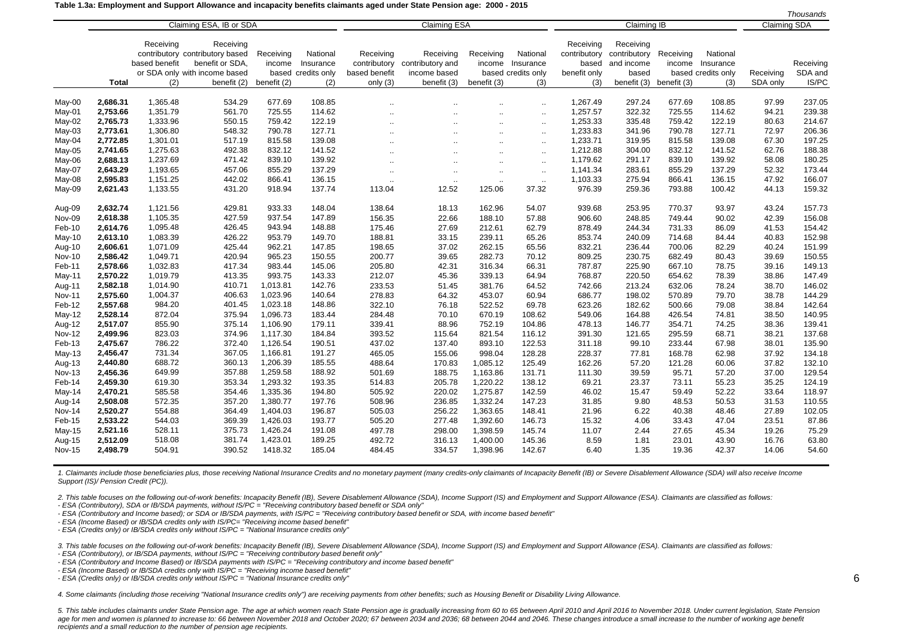**Table 1.3a: Employment and Support Allowance and incapacity benefits claimants aged under State Pension age: 2000 - 2015**

*Thousands*

| | Claiming ESA, IB or SDA | | | | | Claiming ESA | | | | Claiming IB | | | | Claiming SDA | |
|---|---|---|---|---|---|---|---|---|---|---|---|---|---|---|---|
| | Total | Receiving contributory based benefit or SDA only (2) | Receiving contributory based benefit or SDA, with income based benefit (2) | Receiving income based benefit (2) | National Insurance credits only (2) | Receiving contributory based benefit only (3) | Receiving contributory and income based benefit (3) | Receiving income based benefit (3) | National Insurance credits only (3) | Receiving contributory based benefit only (3) | Receiving contributory and income based benefit (3) | Receiving income based benefit (3) | National Insurance credits only (3) | Receiving SDA only | Receiving SDA and IS/PC |
| May-00 | **2,686.31** | 1,365.48 | 534.29 | 677.69 | 108.85 | .. | .. | .. | .. | 1,267.49 | 297.24 | 677.69 | 108.85 | 97.99 | 237.05 |
| May-01 | **2,753.66** | 1,351.79 | 561.70 | 725.55 | 114.62 | .. | .. | .. | .. | 1,257.57 | 322.32 | 725.55 | 114.62 | 94.21 | 239.38 |
| May-02 | **2,765.73** | 1,333.96 | 550.15 | 759.42 | 122.19 | .. | .. | .. | .. | 1,253.33 | 335.48 | 759.42 | 122.19 | 80.63 | 214.67 |
| May-03 | **2,773.61** | 1,306.80 | 548.32 | 790.78 | 127.71 | .. | .. | .. | .. | 1,233.83 | 341.96 | 790.78 | 127.71 | 72.97 | 206.36 |
| May-04 | **2,772.85** | 1,301.01 | 517.19 | 815.58 | 139.08 | .. | .. | .. | .. | 1,233.71 | 319.95 | 815.58 | 139.08 | 67.30 | 197.25 |
| May-05 | **2,741.65** | 1,275.63 | 492.38 | 832.12 | 141.52 | .. | .. | .. | .. | 1,212.88 | 304.00 | 832.12 | 141.52 | 62.76 | 188.38 |
| May-06 | **2,688.13** | 1,237.69 | 471.42 | 839.10 | 139.92 | .. | .. | .. | .. | 1,179.62 | 291.17 | 839.10 | 139.92 | 58.08 | 180.25 |
| May-07 | **2,643.29** | 1,193.65 | 457.06 | 855.29 | 137.29 | .. | .. | .. | .. | 1,141.34 | 283.61 | 855.29 | 137.29 | 52.32 | 173.44 |
| May-08 | **2,595.83** | 1,151.25 | 442.02 | 866.41 | 136.15 | .. | .. | .. | .. | 1,103.33 | 275.94 | 866.41 | 136.15 | 47.92 | 166.07 |
| May-09 | **2,621.43** | 1,133.55 | 431.20 | 918.94 | 137.74 | 113.04 | 12.52 | 125.06 | 37.32 | 976.39 | 259.36 | 793.88 | 100.42 | 44.13 | 159.32 |
| Aug-09 | **2,632.74** | 1,121.56 | 429.81 | 933.33 | 148.04 | 138.64 | 18.13 | 162.96 | 54.07 | 939.68 | 253.95 | 770.37 | 93.97 | 43.24 | 157.73 |
| Nov-09 | **2,618.38** | 1,105.35 | 427.59 | 937.54 | 147.89 | 156.35 | 22.66 | 188.10 | 57.88 | 906.60 | 248.85 | 749.44 | 90.02 | 42.39 | 156.08 |
| Feb-10 | **2,614.76** | 1,095.48 | 426.45 | 943.94 | 148.88 | 175.46 | 27.69 | 212.61 | 62.79 | 878.49 | 244.34 | 731.33 | 86.09 | 41.53 | 154.42 |
| May-10 | **2,613.10** | 1,083.39 | 426.22 | 953.79 | 149.70 | 188.81 | 33.15 | 239.11 | 65.26 | 853.74 | 240.09 | 714.68 | 84.44 | 40.83 | 152.98 |
| Aug-10 | **2,606.61** | 1,071.09 | 425.44 | 962.21 | 147.85 | 198.65 | 37.02 | 262.15 | 65.56 | 832.21 | 236.44 | 700.06 | 82.29 | 40.24 | 151.99 |
| Nov-10 | **2,586.42** | 1,049.71 | 420.94 | 965.23 | 150.55 | 200.77 | 39.65 | 282.73 | 70.12 | 809.25 | 230.75 | 682.49 | 80.43 | 39.69 | 150.55 |
| Feb-11 | **2,578.66** | 1,032.83 | 417.34 | 983.44 | 145.06 | 205.80 | 42.31 | 316.34 | 66.31 | 787.87 | 225.90 | 667.10 | 78.75 | 39.16 | 149.13 |
| May-11 | **2,570.22** | 1,019.79 | 413.35 | 993.75 | 143.33 | 212.07 | 45.36 | 339.13 | 64.94 | 768.87 | 220.50 | 654.62 | 78.39 | 38.86 | 147.49 |
| Aug-11 | **2,582.18** | 1,014.90 | 410.71 | 1,013.81 | 142.76 | 233.53 | 51.45 | 381.76 | 64.52 | 742.66 | 213.24 | 632.06 | 78.24 | 38.70 | 146.02 |
| Nov-11 | **2,575.60** | 1,004.37 | 406.63 | 1,023.96 | 140.64 | 278.83 | 64.32 | 453.07 | 60.94 | 686.77 | 198.02 | 570.89 | 79.70 | 38.78 | 144.29 |
| Feb-12 | **2,557.68** | 984.20 | 401.45 | 1,023.18 | 148.86 | 322.10 | 76.18 | 522.52 | 69.78 | 623.26 | 182.62 | 500.66 | 79.08 | 38.84 | 142.64 |
| May-12 | **2,528.14** | 872.04 | 375.94 | 1,096.73 | 183.44 | 284.48 | 70.10 | 670.19 | 108.62 | 549.06 | 164.88 | 426.54 | 74.81 | 38.50 | 140.95 |
| Aug-12 | **2,517.07** | 855.90 | 375.14 | 1,106.90 | 179.11 | 339.41 | 88.96 | 752.19 | 104.86 | 478.13 | 146.77 | 354.71 | 74.25 | 38.36 | 139.41 |
| Nov-12 | **2,499.96** | 823.03 | 374.96 | 1,117.30 | 184.84 | 393.52 | 115.64 | 821.54 | 116.12 | 391.30 | 121.65 | 295.59 | 68.71 | 38.21 | 137.68 |
| Feb-13 | **2,475.67** | 786.22 | 372.40 | 1,126.54 | 190.51 | 437.02 | 137.40 | 893.10 | 122.53 | 311.18 | 99.10 | 233.44 | 67.98 | 38.01 | 135.90 |
| May-13 | **2,456.47** | 731.34 | 367.05 | 1,166.81 | 191.27 | 465.05 | 155.06 | 998.04 | 128.28 | 228.37 | 77.81 | 168.78 | 62.98 | 37.92 | 134.18 |
| Aug-13 | **2,440.80** | 688.72 | 360.13 | 1,206.39 | 185.55 | 488.64 | 170.83 | 1,085.12 | 125.49 | 162.26 | 57.20 | 121.28 | 60.06 | 37.82 | 132.10 |
| Nov-13 | **2,456.36** | 649.99 | 357.88 | 1,259.58 | 188.92 | 501.69 | 188.75 | 1,163.86 | 131.71 | 111.30 | 39.59 | 95.71 | 57.20 | 37.00 | 129.54 |
| Feb-14 | **2,459.30** | 619.30 | 353.34 | 1,293.32 | 193.35 | 514.83 | 205.78 | 1,220.22 | 138.12 | 69.21 | 23.37 | 73.11 | 55.23 | 35.25 | 124.19 |
| May-14 | **2,470.21** | 585.58 | 354.46 | 1,335.36 | 194.80 | 505.92 | 220.02 | 1,275.87 | 142.59 | 46.02 | 15.47 | 59.49 | 52.22 | 33.64 | 118.97 |
| Aug-14 | **2,508.08** | 572.35 | 357.20 | 1,380.77 | 197.76 | 508.96 | 236.85 | 1,332.24 | 147.23 | 31.85 | 9.80 | 48.53 | 50.53 | 31.53 | 110.55 |
| Nov-14 | **2,520.27** | 554.88 | 364.49 | 1,404.03 | 196.87 | 505.03 | 256.22 | 1,363.65 | 148.41 | 21.96 | 6.22 | 40.38 | 48.46 | 27.89 | 102.05 |
| Feb-15 | **2,533.22** | 544.03 | 369.39 | 1,426.03 | 193.77 | 505.20 | 277.48 | 1,392.60 | 146.73 | 15.32 | 4.06 | 33.43 | 47.04 | 23.51 | 87.86 |
| May-15 | **2,521.16** | 528.11 | 375.73 | 1,426.24 | 191.08 | 497.78 | 298.00 | 1,398.59 | 145.74 | 11.07 | 2.44 | 27.65 | 45.34 | 19.26 | 75.29 |
| Aug-15 | **2,512.09** | 518.08 | 381.74 | 1,423.01 | 189.25 | 492.72 | 316.13 | 1,400.00 | 145.36 | 8.59 | 1.81 | 23.01 | 43.90 | 16.76 | 63.80 |
| Nov-15 | **2,498.79** | 504.91 | 390.52 | 1418.32 | 185.04 | 484.45 | 334.57 | 1,398.96 | 142.67 | 6.40 | 1.35 | 19.36 | 42.37 | 14.06 | 54.60 |

*1. Claimants include those beneficiaries plus, those receiving National Insurance Credits and no monetary payment (many credits-only claimants of Incapacity Benefit (IB) or Severe Disablement Allowance (SDA) will also receive Income Support (IS)/ Pension Credit (PC)).*

*2. This table focuses on the following out-of-work benefits: Incapacity Benefit (IB), Severe Disablement Allowance (SDA), Income Support (IS) and Employment and Support Allowance (ESA). Claimants are classified as follows:*
*- ESA (Contributory), SDA or IB/SDA payments, without IS/PC = "Receiving contributory based benefit or SDA only"*
*- ESA (Contributory and Income based); or SDA or IB/SDA payments, with IS/PC = "Receiving contributory based benefit or SDA, with income based benefit"*
*- ESA (Income Based) or IB/SDA credits only with IS/PC= "Receiving income based benefit"*
*- ESA (Credits only) or IB/SDA credits only without IS/PC = "National Insurance credits only"*

*3. This table focuses on the following out-of-work benefits: Incapacity Benefit (IB), Severe Disablement Allowance (SDA), Income Support (IS) and Employment and Support Allowance (ESA). Claimants are classified as follows:*
*- ESA (Contributory), or IB/SDA payments, without IS/PC = "Receiving contributory based benefit only"*
*- ESA (Contributory and Income Based) or IB/SDA payments with IS/PC = "Receiving contributory and income based benefit"*
*- ESA (Income Based) or IB/SDA credits only with IS/PC = "Receiving income based benefit"*
*- ESA (Credits only) or IB/SDA credits only without IS/PC = "National Insurance credits only"*

*4. Some claimants (including those receiving "National Insurance credits only") are receiving payments from other benefits; such as Housing Benefit or Disability Living Allowance.*

*5. This table includes claimants under State Pension age. The age at which women reach State Pension age is gradually increasing from 60 to 65 between April 2010 and April 2016 to November 2018. Under current legislation, State Pension age for men and women is planned to increase to: 66 between November 2018 and October 2020; 67 between 2034 and 2036; 68 between 2044 and 2046. These changes introduce a small increase to the number of working age benefit recipients and a small reduction to the number of pension age recipients.*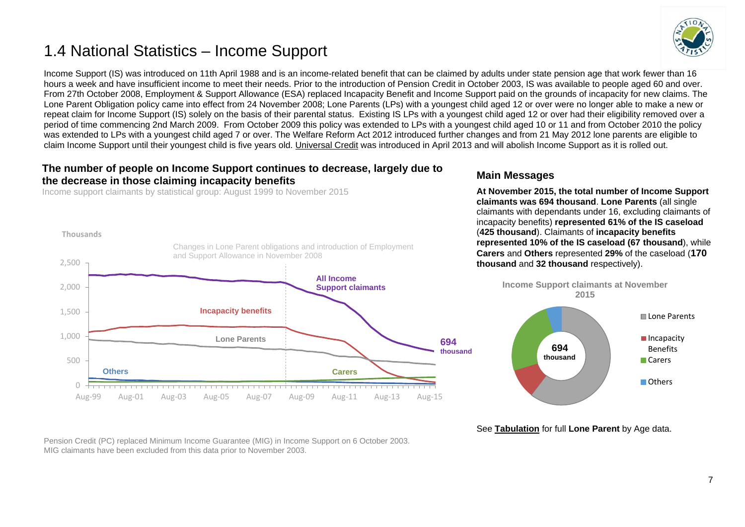# 1.4 National Statistics – Income Support

Income Support (IS) was introduced on 11th April 1988 and is an income-related benefit that can be claimed by adults under state pension age that work fewer than 16 hours a week and have insufficient income to meet their needs. Prior to the introduction of Pension Credit in October 2003, IS was available to people aged 60 and over. From 27th October 2008, Employment & Support Allowance (ESA) replaced Incapacity Benefit and Income Support paid on the grounds of incapacity for new claims. The Lone Parent Obligation policy came into effect from 24 November 2008; Lone Parents (LPs) with a youngest child aged 12 or over were no longer able to make a new or repeat claim for Income Support (IS) solely on the basis of their parental status. Existing IS LPs with a youngest child aged 12 or over had their eligibility removed over a period of time commencing 2nd March 2009. From October 2009 this policy was extended to LPs with a youngest child aged 10 or 11 and from October 2010 the policy was extended to LPs with a youngest child aged 7 or over. The Welfare Reform Act 2012 introduced further changes and from 21 May 2012 lone parents are eligible to claim Income Support until their youngest child is five years old. Universal Credit was introduced in April 2013 and will abolish Income Support as it is rolled out.

### The number of people on Income Support continues to decrease, largely due to the decrease in those claiming incapacity benefits

Income support claimants by statistical group: August 1999 to November 2015

Thousands

Changes in Lone Parent obligations and introduction of Employment and Support Allowance in November 2008

All Income Support claimants

Incapacity benefits

Lone Parents

694 thousand

Others

Carers

Pension Credit (PC) replaced Minimum Income Guarantee (MIG) in Income Support on 6 October 2003. MIG claimants have been excluded from this data prior to November 2003.

## Main Messages

**At November 2015, the total number of Income Support claimants was 694 thousand**. **Lone Parents** (all single claimants with dependants under 16, excluding claimants of incapacity benefits) **represented 61% of the IS caseload** (**425 thousand**). Claimants of **incapacity benefits represented 10% of the IS caseload (67 thousand**), while **Carers** and **Others** represented **29%** of the caseload (**170 thousand** and **32 thousand** respectively).

**Income Support claimants at November 2015**

694 thousand

- Lone Parents
- Incapacity Benefits
- Carers
- Others

See **Tabulation** for full **Lone Parent** by Age data.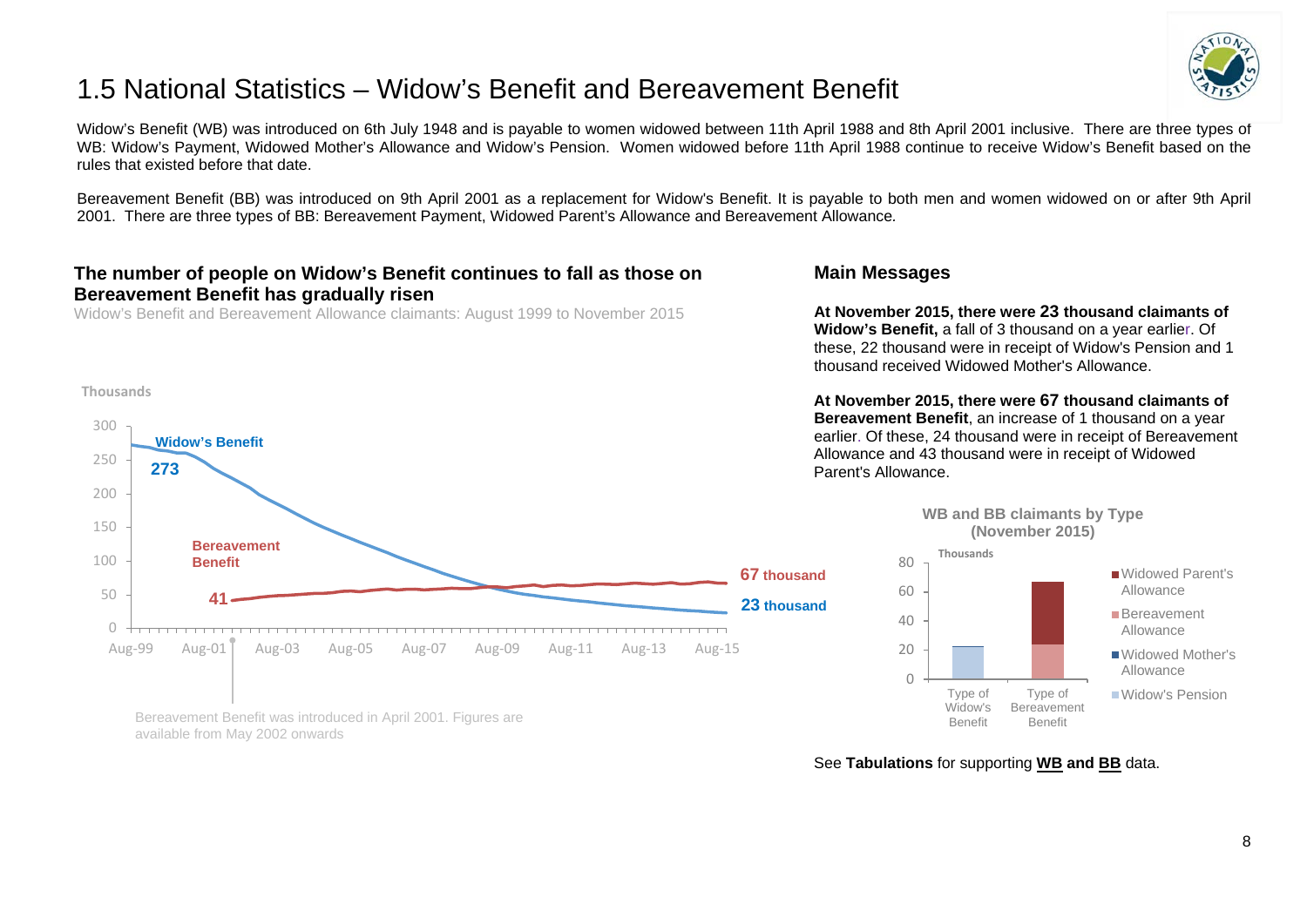# 1.5 National Statistics – Widow's Benefit and Bereavement Benefit

Widow's Benefit (WB) was introduced on 6th July 1948 and is payable to women widowed between 11th April 1988 and 8th April 2001 inclusive. There are three types of WB: Widow's Payment, Widowed Mother's Allowance and Widow's Pension. Women widowed before 11th April 1988 continue to receive Widow's Benefit based on the rules that existed before that date.

Bereavement Benefit (BB) was introduced on 9th April 2001 as a replacement for Widow's Benefit. It is payable to both men and women widowed on or after 9th April 2001. There are three types of BB: Bereavement Payment, Widowed Parent's Allowance and Bereavement Allowance.

## The number of people on Widow's Benefit continues to fall as those on Bereavement Benefit has gradually risen

Widow's Benefit and Bereavement Allowance claimants: August 1999 to November 2015

Thousands

Widow's Benefit: 273 (Aug-99) → 23 thousand (Nov-15)

Bereavement Benefit: 41 (May-02) → 67 thousand (Nov-15)

Bereavement Benefit was introduced in April 2001. Figures are available from May 2002 onwards

## Main Messages

**At November 2015, there were 23 thousand claimants of Widow's Benefit,** a fall of 3 thousand on a year earlier. Of these, 22 thousand were in receipt of Widow's Pension and 1 thousand received Widowed Mother's Allowance.

**At November 2015, there were 67 thousand claimants of Bereavement Benefit**, an increase of 1 thousand on a year earlier. Of these, 24 thousand were in receipt of Bereavement Allowance and 43 thousand were in receipt of Widowed Parent's Allowance.

**WB and BB claimants by Type (November 2015)**

Thousands

Type of Widow's Benefit: Widow's Pension, Widowed Mother's Allowance

Type of Bereavement Benefit: Bereavement Allowance, Widowed Parent's Allowance

See **Tabulations** for supporting **WB and BB** data.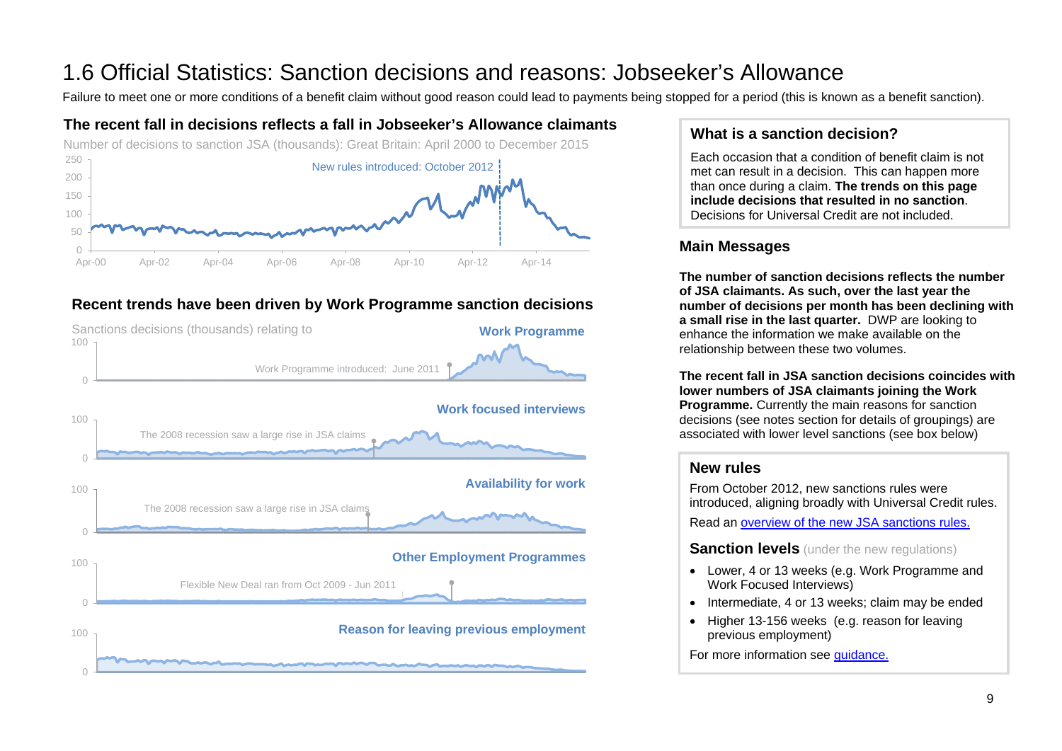# 1.6 Official Statistics: Sanction decisions and reasons: Jobseeker's Allowance

Failure to meet one or more conditions of a benefit claim without good reason could lead to payments being stopped for a period (this is known as a benefit sanction).

## The recent fall in decisions reflects a fall in Jobseeker's Allowance claimants

Number of decisions to sanction JSA (thousands): Great Britain: April 2000 to December 2015

250
200
150
100
50
0

Apr-00 Apr-02 Apr-04 Apr-06 Apr-08 Apr-10 Apr-12 Apr-14

New rules introduced: October 2012

## Recent trends have been driven by Work Programme sanction decisions

Sanctions decisions (thousands) relating to

**Work Programme**

100
0

Work Programme introduced: June 2011

**Work focused interviews**

100
0

The 2008 recession saw a large rise in JSA claims

**Availability for work**

100
0

The 2008 recession saw a large rise in JSA claims

**Other Employment Programmes**

100
0

Flexible New Deal ran from Oct 2009 - Jun 2011

**Reason for leaving previous employment**

100
0

### What is a sanction decision?

Each occasion that a condition of benefit claim is not met can result in a decision. This can happen more than once during a claim. **The trends on this page include decisions that resulted in no sanction**. Decisions for Universal Credit are not included.

### Main Messages

**The number of sanction decisions reflects the number of JSA claimants. As such, over the last year the number of decisions per month has been declining with a small rise in the last quarter.** DWP are looking to enhance the information we make available on the relationship between these two volumes.

**The recent fall in JSA sanction decisions coincides with lower numbers of JSA claimants joining the Work Programme.** Currently the main reasons for sanction decisions (see notes section for details of groupings) are associated with lower level sanctions (see box below)

### New rules

From October 2012, new sanctions rules were introduced, aligning broadly with Universal Credit rules.

Read an overview of the new JSA sanctions rules.

**Sanction levels** (under the new regulations)

- Lower, 4 or 13 weeks (e.g. Work Programme and Work Focused Interviews)
- Intermediate, 4 or 13 weeks; claim may be ended
- Higher 13-156 weeks (e.g. reason for leaving previous employment)

For more information see guidance.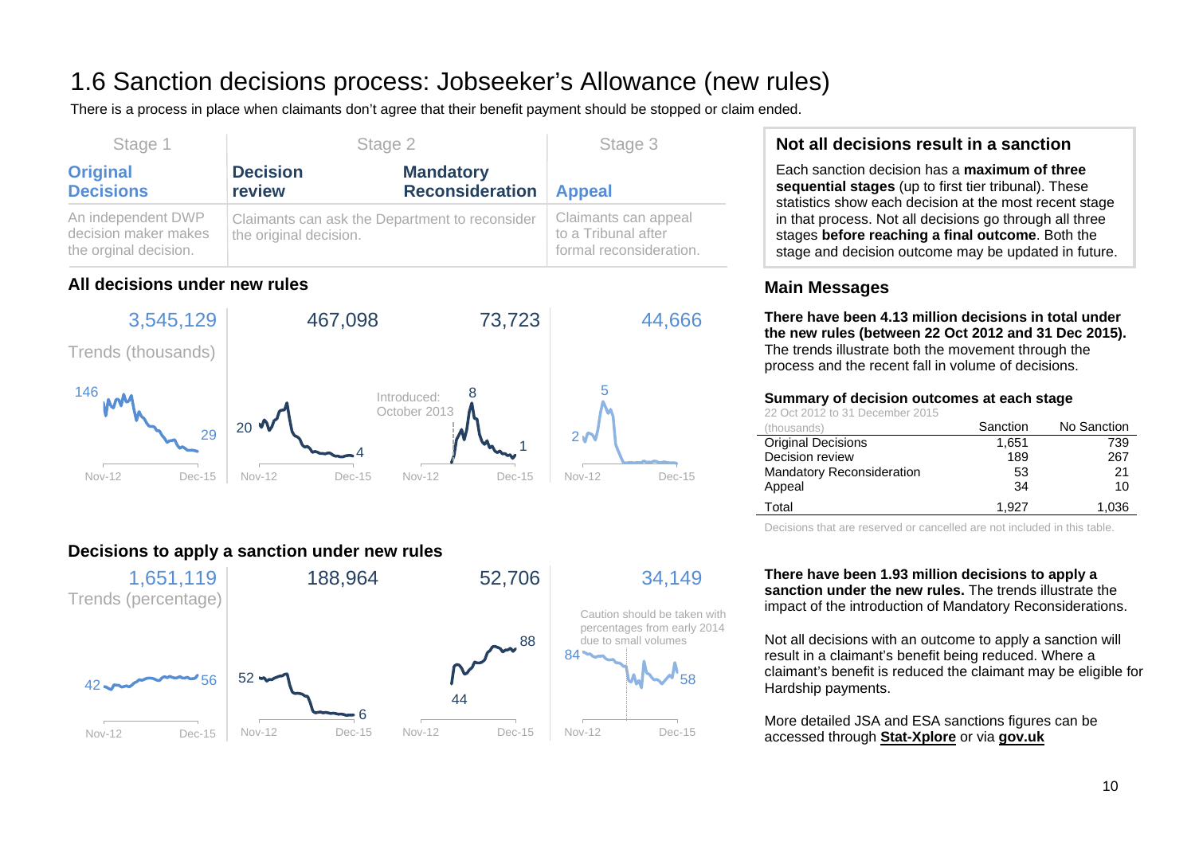# 1.6 Sanction decisions process: Jobseeker's Allowance (new rules)

There is a process in place when claimants don't agree that their benefit payment should be stopped or claim ended.

| Stage 1 | Stage 2 | | Stage 3 |
|---|---|---|---|
| **Original Decisions** | **Decision review** | **Mandatory Reconsideration** | **Appeal** |
| An independent DWP decision maker makes the orginal decision. | Claimants can ask the Department to reconsider the original decision. | | Claimants can appeal to a Tribunal after formal reconsideration. |

## All decisions under new rules

| Original Decisions | Decision review | Mandatory Reconsideration | Appeal |
|---|---|---|---|
| 3,545,129 | 467,098 | 73,723 | 44,666 |

Trends (thousands)

- Original Decisions: 146 … 29 (Nov-12 to Dec-15)
- Decision review: 20 … 4 (Nov-12 to Dec-15)
- Mandatory Reconsideration: Introduced: October 2013; 8 … 1 (Nov-12 to Dec-15)
- Appeal: 2 … 5 (Nov-12 to Dec-15)

## Decisions to apply a sanction under new rules

| Original Decisions | Decision review | Mandatory Reconsideration | Appeal |
|---|---|---|---|
| 1,651,119 | 188,964 | 52,706 | 34,149 |

Trends (percentage)

- Original Decisions: 42 … 56 (Nov-12 to Dec-15)
- Decision review: 52 … 6 (Nov-12 to Dec-15)
- Mandatory Reconsideration: 44 … 88 (Nov-12 to Dec-15)
- Appeal: 84 … 58 (Nov-12 to Dec-15). Caution should be taken with percentages from early 2014 due to small volumes

## Not all decisions result in a sanction

Each sanction decision has a **maximum of three sequential stages** (up to first tier tribunal). These statistics show each decision at the most recent stage in that process. Not all decisions go through all three stages **before reaching a final outcome**. Both the stage and decision outcome may be updated in future.

## Main Messages

**There have been 4.13 million decisions in total under the new rules (between 22 Oct 2012 and 31 Dec 2015).** The trends illustrate both the movement through the process and the recent fall in volume of decisions.

**Summary of decision outcomes at each stage**

22 Oct 2012 to 31 December 2015

| (thousands) | Sanction | No Sanction |
|---|---|---|
| Original Decisions | 1,651 | 739 |
| Decision review | 189 | 267 |
| Mandatory Reconsideration | 53 | 21 |
| Appeal | 34 | 10 |
| Total | 1,927 | 1,036 |

Decisions that are reserved or cancelled are not included in this table.

**There have been 1.93 million decisions to apply a sanction under the new rules.** The trends illustrate the impact of the introduction of Mandatory Reconsiderations.

Not all decisions with an outcome to apply a sanction will result in a claimant's benefit being reduced. Where a claimant's benefit is reduced the claimant may be eligible for Hardship payments.

More detailed JSA and ESA sanctions figures can be accessed through **Stat-Xplore** or via **gov.uk**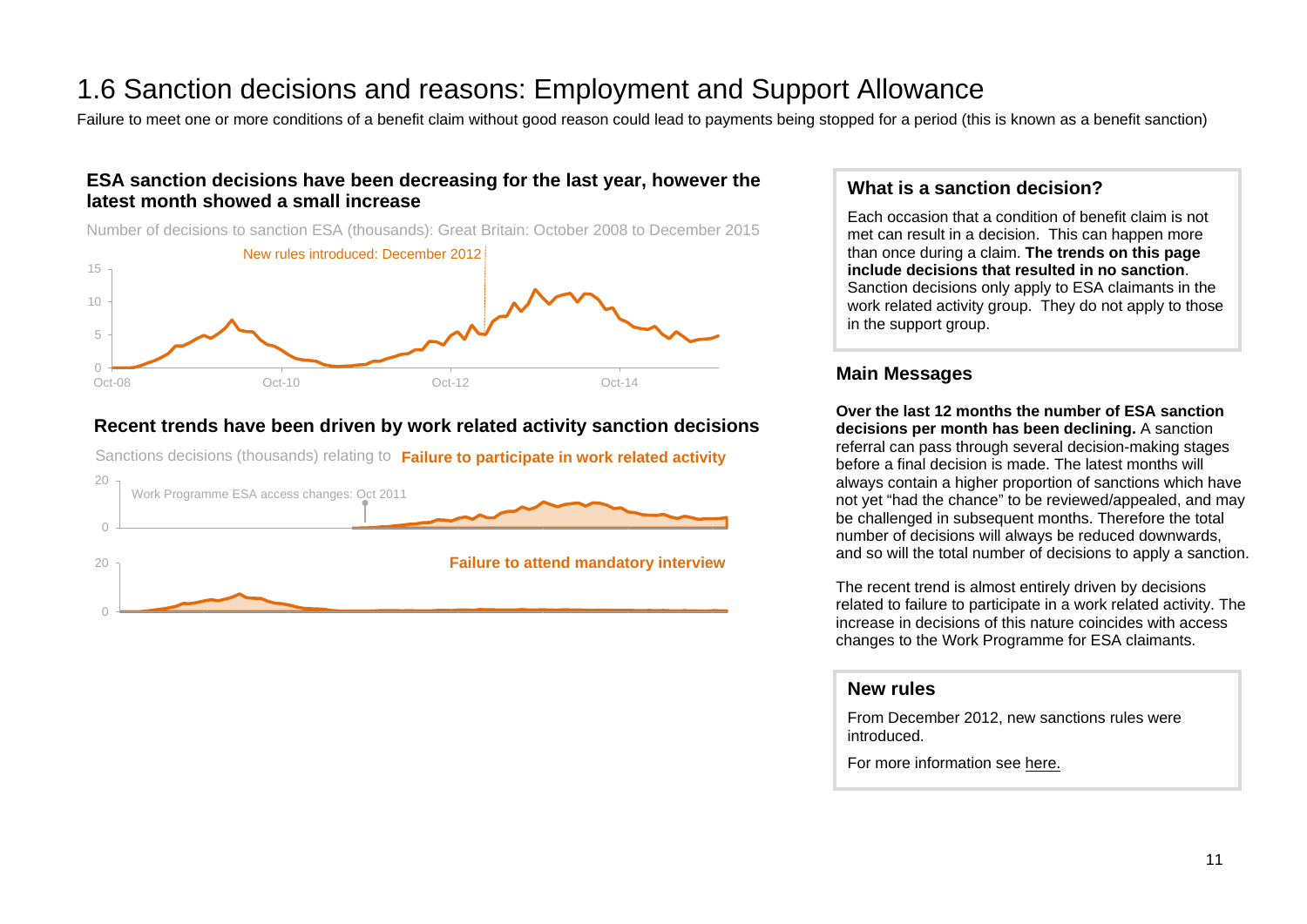# 1.6 Sanction decisions and reasons: Employment and Support Allowance

Failure to meet one or more conditions of a benefit claim without good reason could lead to payments being stopped for a period (this is known as a benefit sanction)

### ESA sanction decisions have been decreasing for the last year, however the latest month showed a small increase

Number of decisions to sanction ESA (thousands): Great Britain: October 2008 to December 2015

New rules introduced: December 2012

15
10
5
0
Oct-08 Oct-10 Oct-12 Oct-14

### Recent trends have been driven by work related activity sanction decisions

Sanctions decisions (thousands) relating to **Failure to participate in work related activity**

20
0

Work Programme ESA access changes: Oct 2011

**Failure to attend mandatory interview**

20
0

### What is a sanction decision?

Each occasion that a condition of benefit claim is not met can result in a decision. This can happen more than once during a claim. **The trends on this page include decisions that resulted in no sanction**. Sanction decisions only apply to ESA claimants in the work related activity group. They do not apply to those in the support group.

### Main Messages

**Over the last 12 months the number of ESA sanction decisions per month has been declining.** A sanction referral can pass through several decision-making stages before a final decision is made. The latest months will always contain a higher proportion of sanctions which have not yet "had the chance" to be reviewed/appealed, and may be challenged in subsequent months. Therefore the total number of decisions will always be reduced downwards, and so will the total number of decisions to apply a sanction.

The recent trend is almost entirely driven by decisions related to failure to participate in a work related activity. The increase in decisions of this nature coincides with access changes to the Work Programme for ESA claimants.

### New rules

From December 2012, new sanctions rules were introduced.

For more information see here.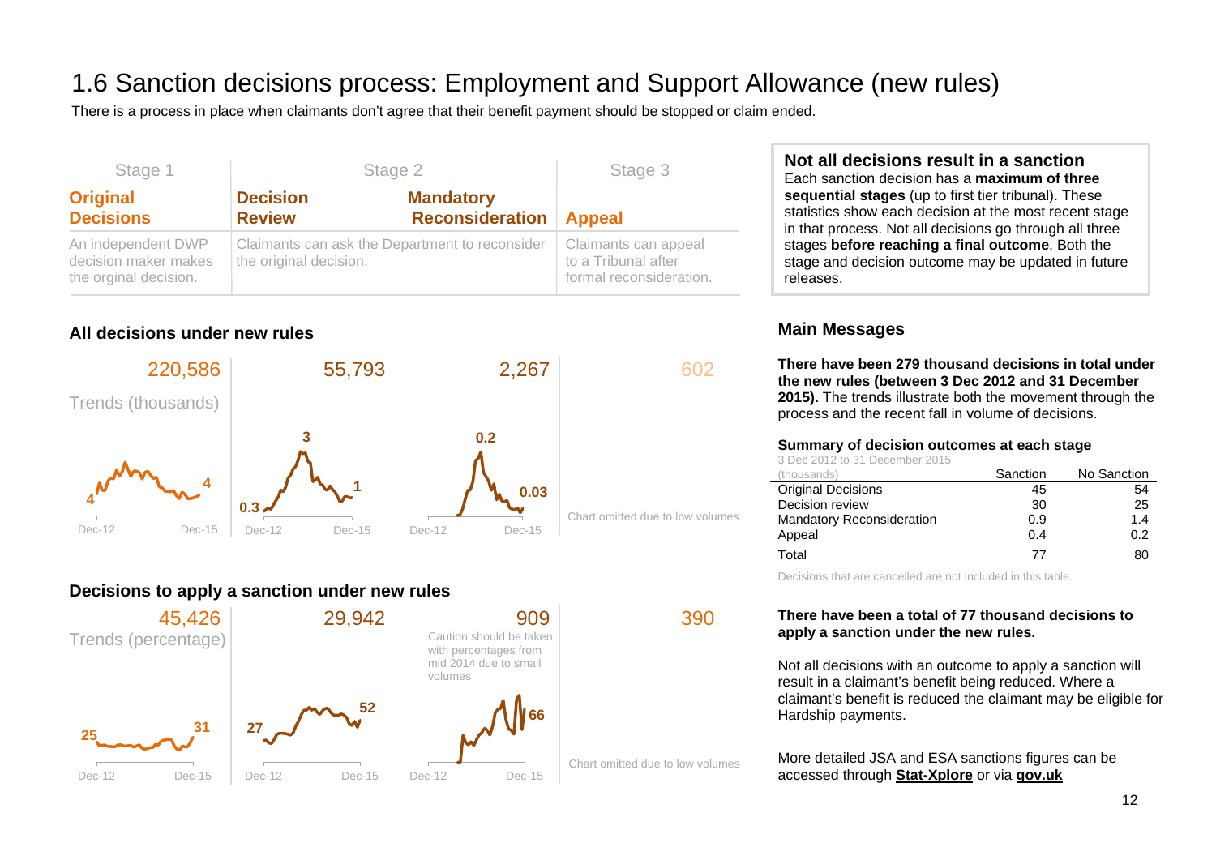# 1.6 Sanction decisions process: Employment and Support Allowance (new rules)

There is a process in place when claimants don't agree that their benefit payment should be stopped or claim ended.

| Stage 1 | Stage 2 | | Stage 3 |
|---|---|---|---|
| **Original Decisions** | **Decision Review** | **Mandatory Reconsideration** | **Appeal** |
| An independent DWP decision maker makes the orginal decision. | Claimants can ask the Department to reconsider the original decision. | | Claimants can appeal to a Tribunal after formal reconsideration. |

### All decisions under new rules

| | Original Decisions | Decision Review | Mandatory Reconsideration | Appeal |
|---|---|---|---|---|
| Total | 220,586 | 55,793 | 2,267 | 602 |
| Trends (thousands), Dec-12 to Dec-15 | 4 → 4 | 0.3 → 3 → 1 | 0.2 → 0.03 | Chart omitted due to low volumes |

### Decisions to apply a sanction under new rules

| | Original Decisions | Decision Review | Mandatory Reconsideration | Appeal |
|---|---|---|---|---|
| Total | 45,426 | 29,942 | 909 | 390 |
| Trends (percentage), Dec-12 to Dec-15 | 25 → 31 | 27 → 52 | 66 | Chart omitted due to low volumes |

Caution should be taken with percentages from mid 2014 due to small volumes

## Not all decisions result in a sanction

Each sanction decision has a **maximum of three sequential stages** (up to first tier tribunal). These statistics show each decision at the most recent stage in that process. Not all decisions go through all three stages **before reaching a final outcome**. Both the stage and decision outcome may be updated in future releases.

## Main Messages

**There have been 279 thousand decisions in total under the new rules (between 3 Dec 2012 and 31 December 2015).** The trends illustrate both the movement through the process and the recent fall in volume of decisions.

**Summary of decision outcomes at each stage**

3 Dec 2012 to 31 December 2015

| (thousands) | Sanction | No Sanction |
|---|---|---|
| Original Decisions | 45 | 54 |
| Decision review | 30 | 25 |
| Mandatory Reconsideration | 0.9 | 1.4 |
| Appeal | 0.4 | 0.2 |
| Total | 77 | 80 |

Decisions that are cancelled are not included in this table.

**There have been a total of 77 thousand decisions to apply a sanction under the new rules.**

Not all decisions with an outcome to apply a sanction will result in a claimant's benefit being reduced. Where a claimant's benefit is reduced the claimant may be eligible for Hardship payments.

More detailed JSA and ESA sanctions figures can be accessed through **Stat-Xplore** or via **gov.uk**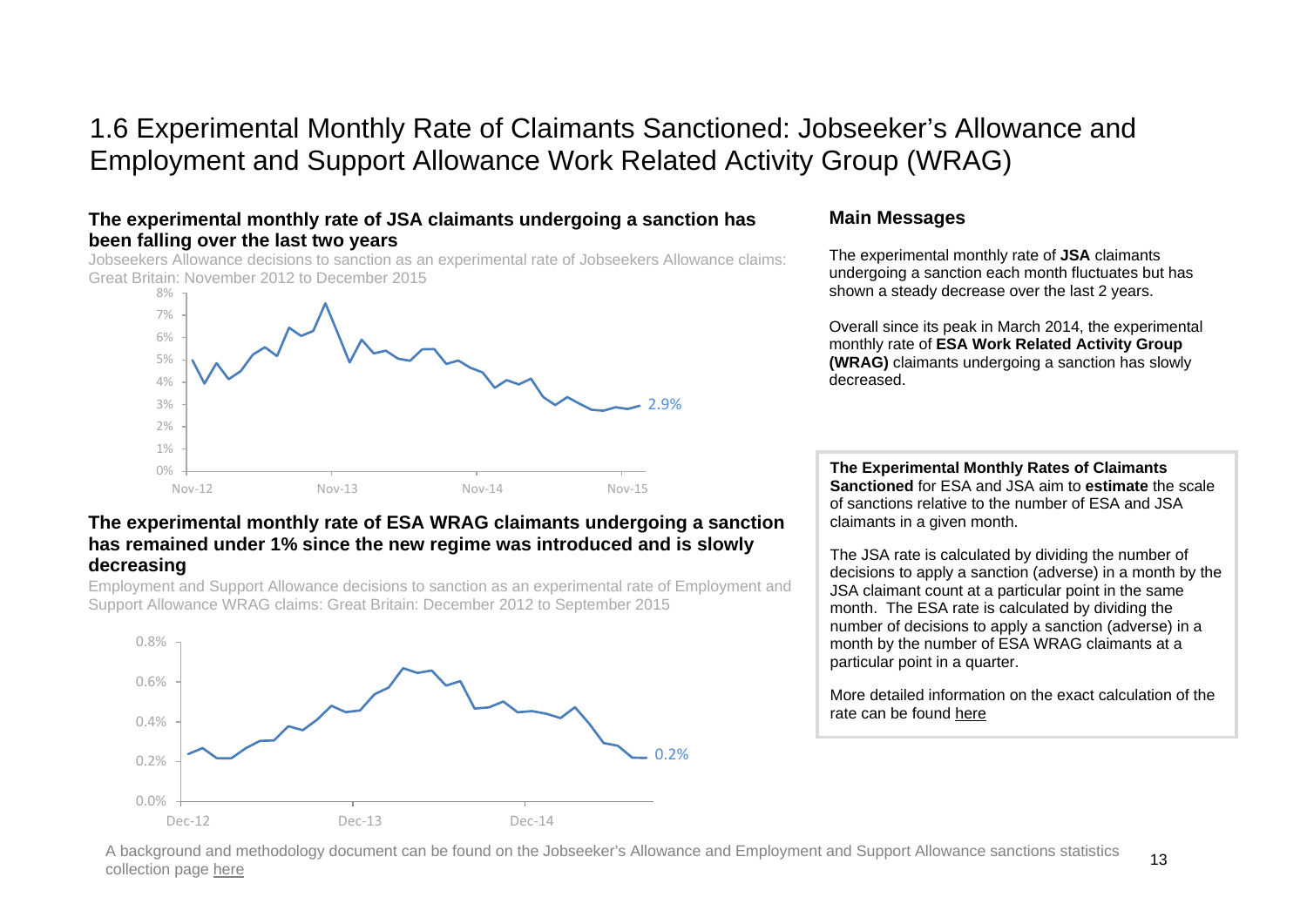# 1.6 Experimental Monthly Rate of Claimants Sanctioned: Jobseeker's Allowance and Employment and Support Allowance Work Related Activity Group (WRAG)

### The experimental monthly rate of JSA claimants undergoing a sanction has been falling over the last two years

Jobseekers Allowance decisions to sanction as an experimental rate of Jobseekers Allowance claims: Great Britain: November 2012 to December 2015

### The experimental monthly rate of ESA WRAG claimants undergoing a sanction has remained under 1% since the new regime was introduced and is slowly decreasing

Employment and Support Allowance decisions to sanction as an experimental rate of Employment and Support Allowance WRAG claims: Great Britain: December 2012 to September 2015

### Main Messages

The experimental monthly rate of **JSA** claimants undergoing a sanction each month fluctuates but has shown a steady decrease over the last 2 years.

Overall since its peak in March 2014, the experimental monthly rate of **ESA Work Related Activity Group (WRAG)** claimants undergoing a sanction has slowly decreased.

**The Experimental Monthly Rates of Claimants Sanctioned** for ESA and JSA aim to **estimate** the scale of sanctions relative to the number of ESA and JSA claimants in a given month.

The JSA rate is calculated by dividing the number of decisions to apply a sanction (adverse) in a month by the JSA claimant count at a particular point in the same month. The ESA rate is calculated by dividing the number of decisions to apply a sanction (adverse) in a month by the number of ESA WRAG claimants at a particular point in a quarter.

More detailed information on the exact calculation of the rate can be found here

A background and methodology document can be found on the Jobseeker's Allowance and Employment and Support Allowance sanctions statistics collection page here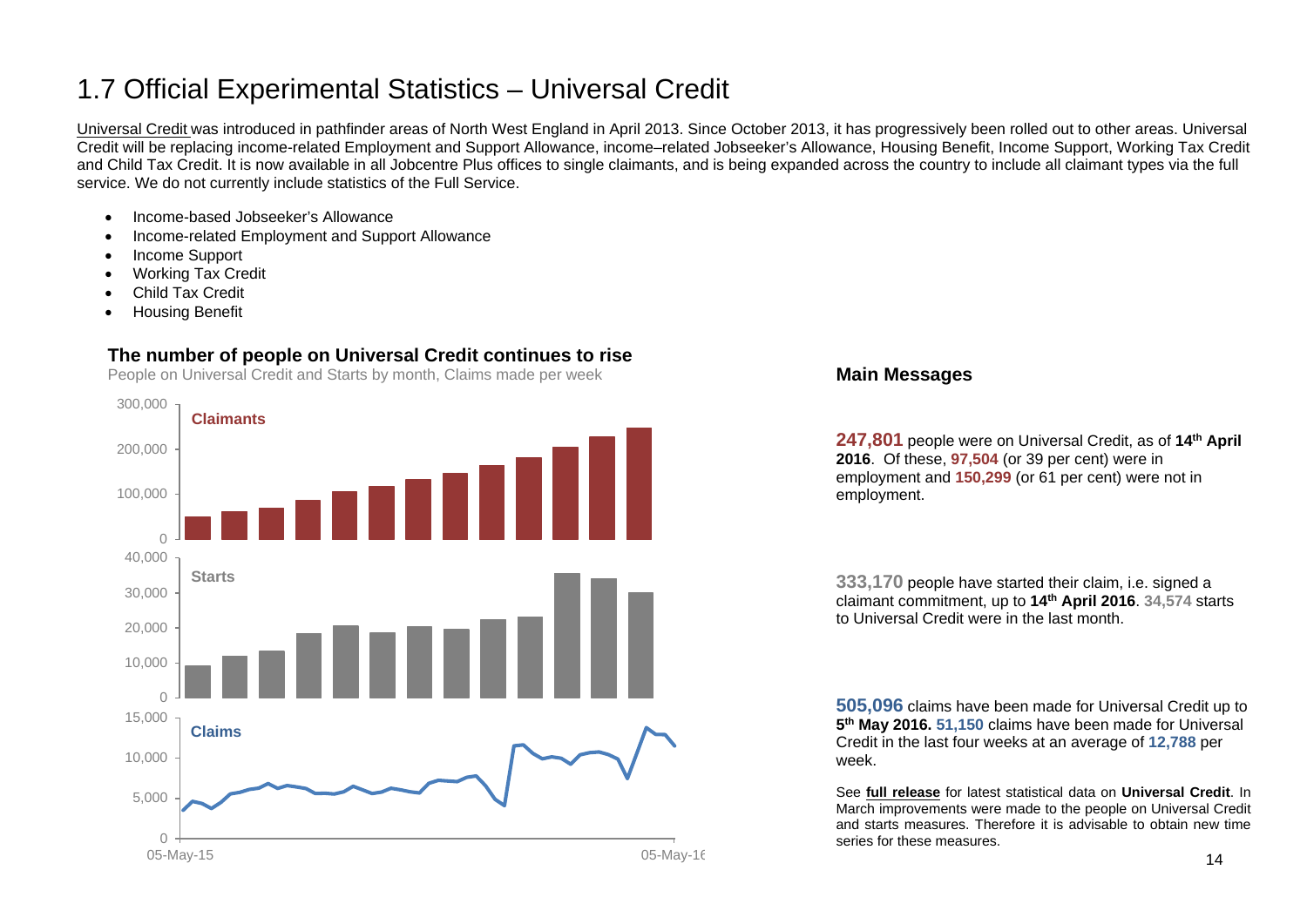# 1.7 Official Experimental Statistics – Universal Credit

Universal Credit was introduced in pathfinder areas of North West England in April 2013. Since October 2013, it has progressively been rolled out to other areas. Universal Credit will be replacing income-related Employment and Support Allowance, income–related Jobseeker's Allowance, Housing Benefit, Income Support, Working Tax Credit and Child Tax Credit. It is now available in all Jobcentre Plus offices to single claimants, and is being expanded across the country to include all claimant types via the full service. We do not currently include statistics of the Full Service.

- Income-based Jobseeker's Allowance
- Income-related Employment and Support Allowance
- Income Support
- Working Tax Credit
- Child Tax Credit
- Housing Benefit

**The number of people on Universal Credit continues to rise**

People on Universal Credit and Starts by month, Claims made per week

## Main Messages

**247,801** people were on Universal Credit, as of **14th April 2016**. Of these, **97,504** (or 39 per cent) were in employment and **150,299** (or 61 per cent) were not in employment.

**333,170** people have started their claim, i.e. signed a claimant commitment, up to **14th April 2016**. **34,574** starts to Universal Credit were in the last month.

**505,096** claims have been made for Universal Credit up to **5th May 2016.** **51,150** claims have been made for Universal Credit in the last four weeks at an average of **12,788** per week.

See **full release** for latest statistical data on **Universal Credit**. In March improvements were made to the people on Universal Credit and starts measures. Therefore it is advisable to obtain new time series for these measures.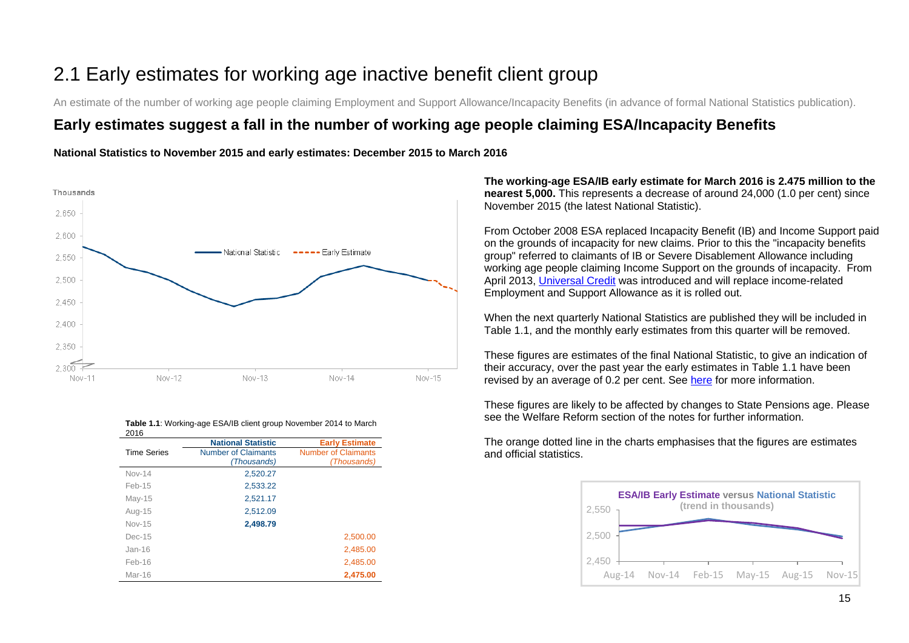# 2.1 Early estimates for working age inactive benefit client group

An estimate of the number of working age people claiming Employment and Support Allowance/Incapacity Benefits (in advance of formal National Statistics publication).

## Early estimates suggest a fall in the number of working age people claiming ESA/Incapacity Benefits

**National Statistics to November 2015 and early estimates: December 2015 to March 2016**

**The working-age ESA/IB early estimate for March 2016 is 2.475 million to the nearest 5,000.** This represents a decrease of around 24,000 (1.0 per cent) since November 2015 (the latest National Statistic).

From October 2008 ESA replaced Incapacity Benefit (IB) and Income Support paid on the grounds of incapacity for new claims. Prior to this the "incapacity benefits group" referred to claimants of IB or Severe Disablement Allowance including working age people claiming Income Support on the grounds of incapacity. From April 2013, Universal Credit was introduced and will replace income-related Employment and Support Allowance as it is rolled out.

When the next quarterly National Statistics are published they will be included in Table 1.1, and the monthly early estimates from this quarter will be removed.

These figures are estimates of the final National Statistic, to give an indication of their accuracy, over the past year the early estimates in Table 1.1 have been revised by an average of 0.2 per cent. See here for more information.

These figures are likely to be affected by changes to State Pensions age. Please see the Welfare Reform section of the notes for further information.

The orange dotted line in the charts emphasises that the figures are estimates and official statistics.

**Table 1.1**: Working-age ESA/IB client group November 2014 to March 2016

| Time Series | National Statistic<br>Number of Claimants *(Thousands)* | Early Estimate<br>Number of Claimants *(Thousands)* |
|---|---|---|
| Nov-14 | 2,520.27 | |
| Feb-15 | 2,533.22 | |
| May-15 | 2,521.17 | |
| Aug-15 | 2,512.09 | |
| Nov-15 | **2,498.79** | |
| Dec-15 | | 2,500.00 |
| Jan-16 | | 2,485.00 |
| Feb-16 | | 2,485.00 |
| Mar-16 | | **2,475.00** |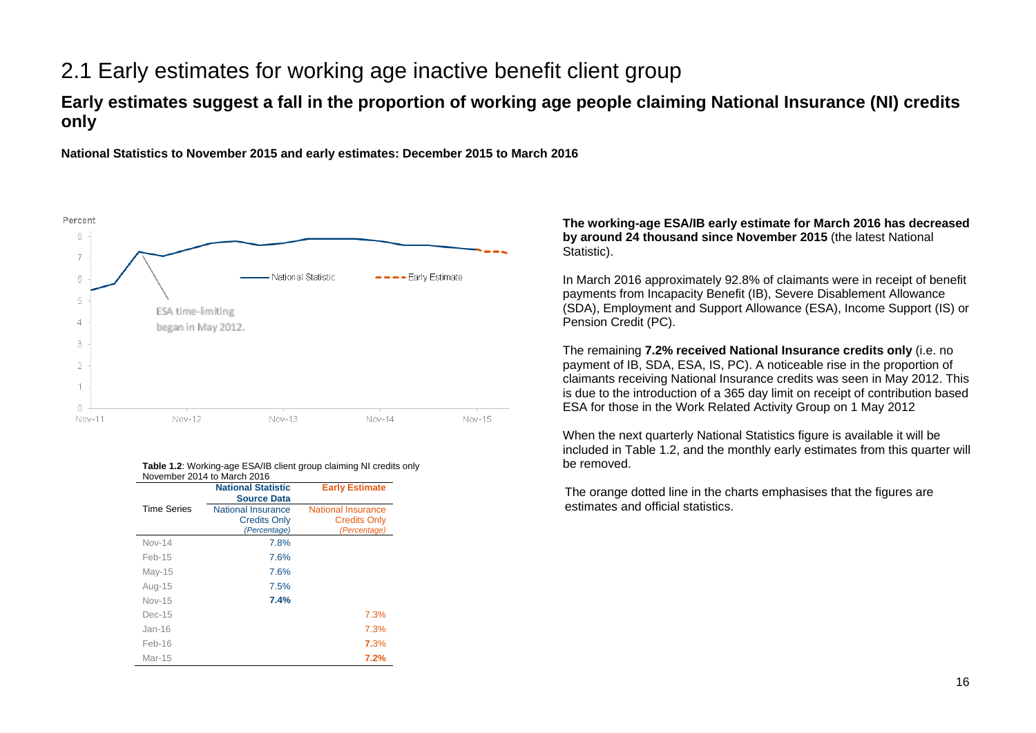# 2.1 Early estimates for working age inactive benefit client group

## Early estimates suggest a fall in the proportion of working age people claiming National Insurance (NI) credits only

**National Statistics to November 2015 and early estimates: December 2015 to March 2016**

**The working-age ESA/IB early estimate for March 2016 has decreased by around 24 thousand since November 2015** (the latest National Statistic).

In March 2016 approximately 92.8% of claimants were in receipt of benefit payments from Incapacity Benefit (IB), Severe Disablement Allowance (SDA), Employment and Support Allowance (ESA), Income Support (IS) or Pension Credit (PC).

The remaining **7.2% received National Insurance credits only** (i.e. no payment of IB, SDA, ESA, IS, PC). A noticeable rise in the proportion of claimants receiving National Insurance credits was seen in May 2012. This is due to the introduction of a 365 day limit on receipt of contribution based ESA for those in the Work Related Activity Group on 1 May 2012

When the next quarterly National Statistics figure is available it will be included in Table 1.2, and the monthly early estimates from this quarter will be removed.

The orange dotted line in the charts emphasises that the figures are estimates and official statistics.

**Table 1.2**: Working-age ESA/IB client group claiming NI credits only November 2014 to March 2016

| Time Series | National Statistic Source Data<br>National Insurance Credits Only *(Percentage)* | Early Estimate<br>National Insurance Credits Only *(Percentage)* |
|---|---|---|
| Nov-14 | 7.8% | |
| Feb-15 | 7.6% | |
| May-15 | 7.6% | |
| Aug-15 | 7.5% | |
| Nov-15 | **7.4%** | |
| Dec-15 | | 7.3% |
| Jan-16 | | 7.3% |
| Feb-16 | | 7.3% |
| Mar-15 | | **7.2%** |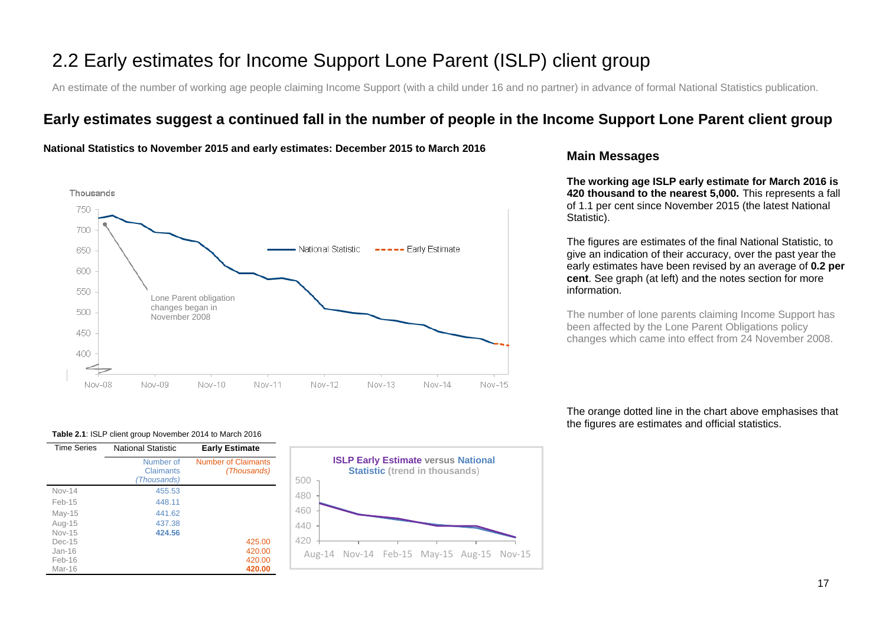# 2.2 Early estimates for Income Support Lone Parent (ISLP) client group

An estimate of the number of working age people claiming Income Support (with a child under 16 and no partner) in advance of formal National Statistics publication.

## Early estimates suggest a continued fall in the number of people in the Income Support Lone Parent client group

**National Statistics to November 2015 and early estimates: December 2015 to March 2016**

### Main Messages

**The working age ISLP early estimate for March 2016 is 420 thousand to the nearest 5,000.** This represents a fall of 1.1 per cent since November 2015 (the latest National Statistic).

The figures are estimates of the final National Statistic, to give an indication of their accuracy, over the past year the early estimates have been revised by an average of **0.2 per cent**. See graph (at left) and the notes section for more information.

The number of lone parents claiming Income Support has been affected by the Lone Parent Obligations policy changes which came into effect from 24 November 2008.

The orange dotted line in the chart above emphasises that the figures are estimates and official statistics.

**Table 2.1**: ISLP client group November 2014 to March 2016

| Time Series | National Statistic | Early Estimate |
|---|---|---|
| | Number of Claimants *(Thousands)* | Number of Claimants *(Thousands)* |
| Nov-14 | 455.53 | |
| Feb-15 | 448.11 | |
| May-15 | 441.62 | |
| Aug-15 | 437.38 | |
| Nov-15 | **424.56** | |
| Dec-15 | | 425.00 |
| Jan-16 | | 420.00 |
| Feb-16 | | 420.00 |
| Mar-16 | | **420.00** |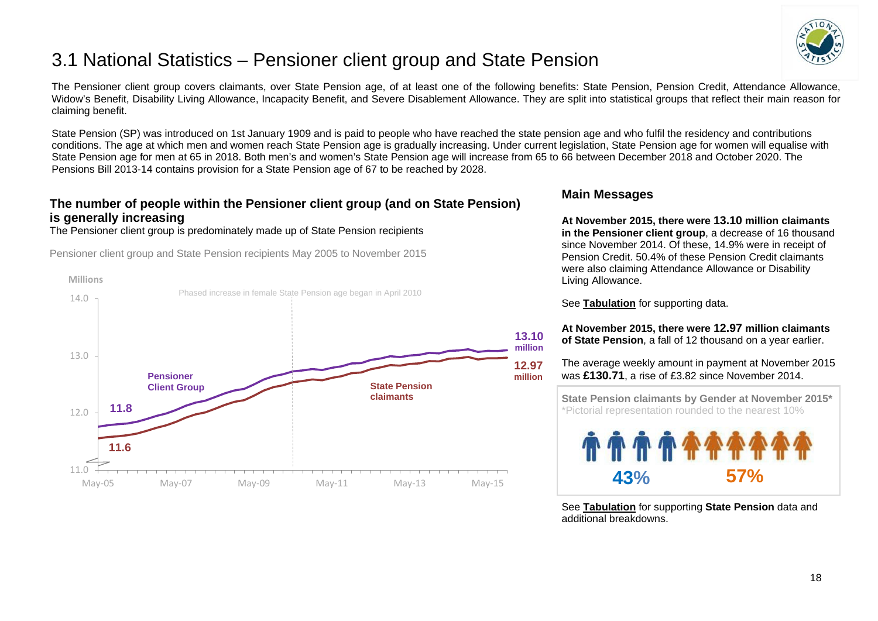# 3.1 National Statistics – Pensioner client group and State Pension

The Pensioner client group covers claimants, over State Pension age, of at least one of the following benefits: State Pension, Pension Credit, Attendance Allowance, Widow's Benefit, Disability Living Allowance, Incapacity Benefit, and Severe Disablement Allowance. They are split into statistical groups that reflect their main reason for claiming benefit.

State Pension (SP) was introduced on 1st January 1909 and is paid to people who have reached the state pension age and who fulfil the residency and contributions conditions. The age at which men and women reach State Pension age is gradually increasing. Under current legislation, State Pension age for women will equalise with State Pension age for men at 65 in 2018. Both men's and women's State Pension age will increase from 65 to 66 between December 2018 and October 2020. The Pensions Bill 2013-14 contains provision for a State Pension age of 67 to be reached by 2028.

### The number of people within the Pensioner client group (and on State Pension) is generally increasing

The Pensioner client group is predominately made up of State Pension recipients

Pensioner client group and State Pension recipients May 2005 to November 2015

Millions

Phased increase in female State Pension age began in April 2010

Pensioner Client Group: 11.8 (May-05) – 13.10 million (Nov-15)

State Pension claimants: 11.6 (May-05) – 12.97 million (Nov-15)

## Main Messages

**At November 2015, there were 13.10 million claimants in the Pensioner client group**, a decrease of 16 thousand since November 2014. Of these, 14.9% were in receipt of Pension Credit. 50.4% of these Pension Credit claimants were also claiming Attendance Allowance or Disability Living Allowance.

See **Tabulation** for supporting data.

**At November 2015, there were 12.97 million claimants of State Pension**, a fall of 12 thousand on a year earlier.

The average weekly amount in payment at November 2015 was **£130.71**, a rise of £3.82 since November 2014.

**State Pension claimants by Gender at November 2015***

*Pictorial representation rounded to the nearest 10%

43% | 57%

See **Tabulation** for supporting **State Pension** data and additional breakdowns.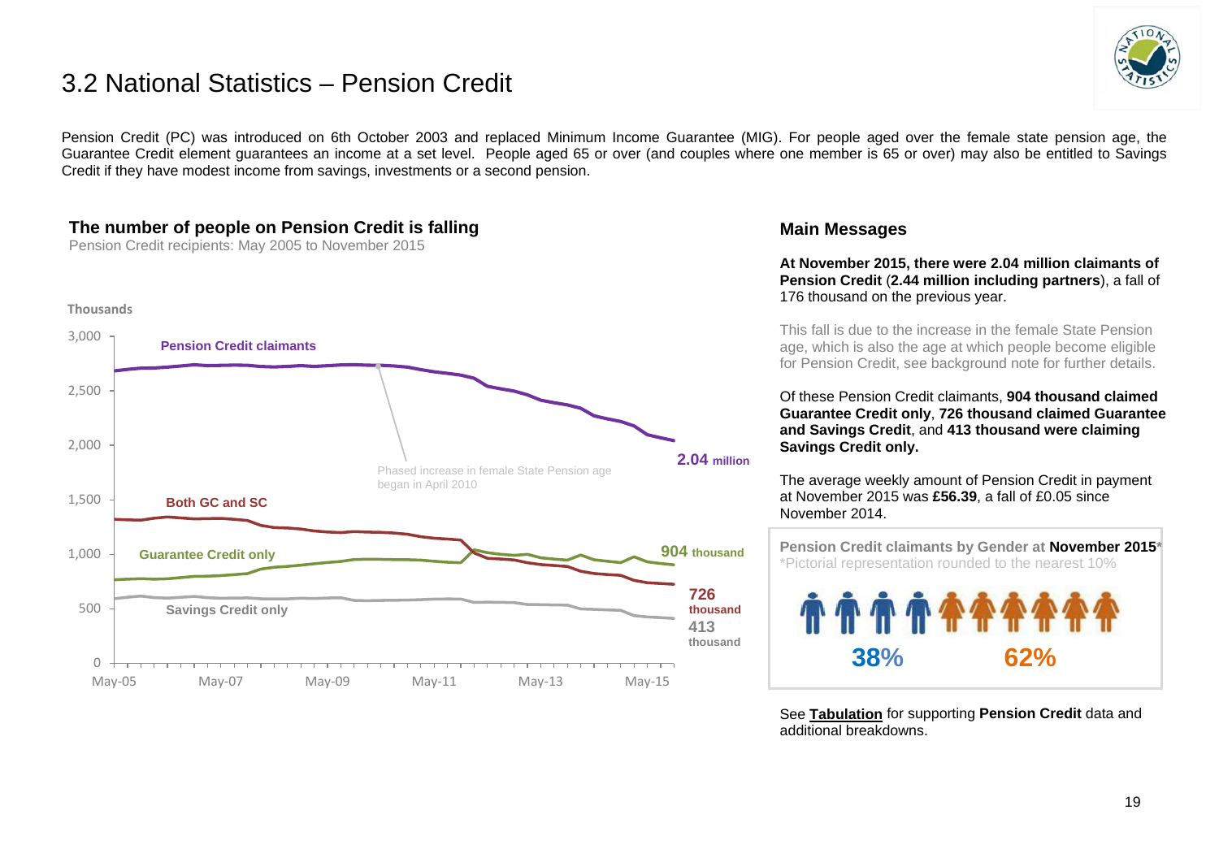# 3.2 National Statistics – Pension Credit

Pension Credit (PC) was introduced on 6th October 2003 and replaced Minimum Income Guarantee (MIG). For people aged over the female state pension age, the Guarantee Credit element guarantees an income at a set level. People aged 65 or over (and couples where one member is 65 or over) may also be entitled to Savings Credit if they have modest income from savings, investments or a second pension.

### The number of people on Pension Credit is falling

Pension Credit recipients: May 2005 to November 2015

Thousands

Pension Credit claimants — 2.04 million

Both GC and SC — 726 thousand

Guarantee Credit only — 904 thousand

Savings Credit only — 413 thousand

Phased increase in female State Pension age began in April 2010

May-05 | May-07 | May-09 | May-11 | May-13 | May-15

### Main Messages

**At November 2015, there were 2.04 million claimants of Pension Credit** (**2.44 million including partners**), a fall of 176 thousand on the previous year.

This fall is due to the increase in the female State Pension age, which is also the age at which people become eligible for Pension Credit, see background note for further details.

Of these Pension Credit claimants, **904 thousand claimed Guarantee Credit only**, **726 thousand claimed Guarantee and Savings Credit**, and **413 thousand were claiming Savings Credit only.**

The average weekly amount of Pension Credit in payment at November 2015 was **£56.39**, a fall of £0.05 since November 2014.

**Pension Credit claimants by Gender at November 2015***

*Pictorial representation rounded to the nearest 10%

**38%** **62%**

See **Tabulation** for supporting **Pension Credit** data and additional breakdowns.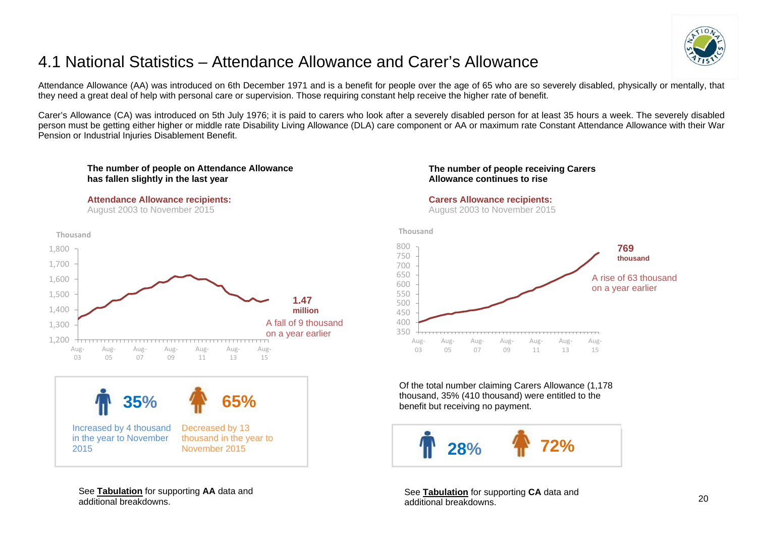# 4.1 National Statistics – Attendance Allowance and Carer's Allowance

Attendance Allowance (AA) was introduced on 6th December 1971 and is a benefit for people over the age of 65 who are so severely disabled, physically or mentally, that they need a great deal of help with personal care or supervision. Those requiring constant help receive the higher rate of benefit.

Carer's Allowance (CA) was introduced on 5th July 1976; it is paid to carers who look after a severely disabled person for at least 35 hours a week. The severely disabled person must be getting either higher or middle rate Disability Living Allowance (DLA) care component or AA or maximum rate Constant Attendance Allowance with their War Pension or Industrial Injuries Disablement Benefit.

**The number of people on Attendance Allowance has fallen slightly in the last year**

**Attendance Allowance recipients:**
August 2003 to November 2015

Thousand

**1.47 million**
A fall of 9 thousand on a year earlier

**35%** Increased by 4 thousand in the year to November 2015

**65%** Decreased by 13 thousand in the year to November 2015

See **Tabulation** for supporting **AA** data and additional breakdowns.

**The number of people receiving Carers Allowance continues to rise**

**Carers Allowance recipients:**
August 2003 to November 2015

Thousand

**769 thousand**
A rise of 63 thousand on a year earlier

Of the total number claiming Carers Allowance (1,178 thousand, 35% (410 thousand) were entitled to the benefit but receiving no payment.

**28%** **72%**

See **Tabulation** for supporting **CA** data and additional breakdowns.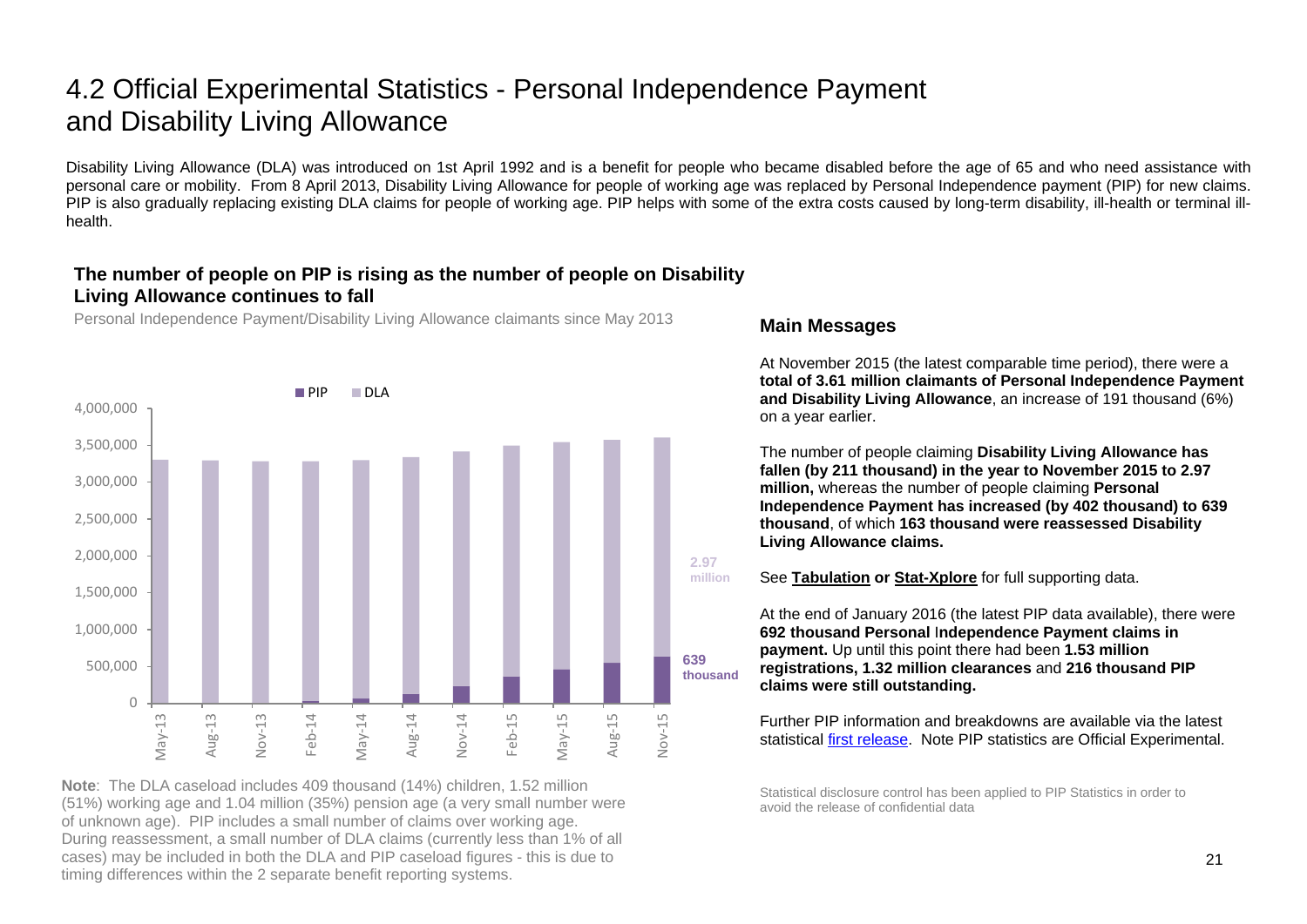# 4.2 Official Experimental Statistics - Personal Independence Payment and Disability Living Allowance

Disability Living Allowance (DLA) was introduced on 1st April 1992 and is a benefit for people who became disabled before the age of 65 and who need assistance with personal care or mobility. From 8 April 2013, Disability Living Allowance for people of working age was replaced by Personal Independence payment (PIP) for new claims. PIP is also gradually replacing existing DLA claims for people of working age. PIP helps with some of the extra costs caused by long-term disability, ill-health or terminal ill-health.

### The number of people on PIP is rising as the number of people on Disability Living Allowance continues to fall

Personal Independence Payment/Disability Living Allowance claimants since May 2013

**Note**: The DLA caseload includes 409 thousand (14%) children, 1.52 million (51%) working age and 1.04 million (35%) pension age (a very small number were of unknown age). PIP includes a small number of claims over working age. During reassessment, a small number of DLA claims (currently less than 1% of all cases) may be included in both the DLA and PIP caseload figures - this is due to timing differences within the 2 separate benefit reporting systems.

### Main Messages

At November 2015 (the latest comparable time period), there were a **total of 3.61 million claimants of Personal Independence Payment and Disability Living Allowance**, an increase of 191 thousand (6%) on a year earlier.

The number of people claiming **Disability Living Allowance has fallen (by 211 thousand) in the year to November 2015 to 2.97 million,** whereas the number of people claiming **Personal Independence Payment has increased (by 402 thousand) to 639 thousand**, of which **163 thousand were reassessed Disability Living Allowance claims.**

See **Tabulation or Stat-Xplore** for full supporting data.

At the end of January 2016 (the latest PIP data available), there were **692 thousand Personal Independence Payment claims in payment.** Up until this point there had been **1.53 million registrations, 1.32 million clearances** and **216 thousand PIP claims were still outstanding.**

Further PIP information and breakdowns are available via the latest statistical first release. Note PIP statistics are Official Experimental.

Statistical disclosure control has been applied to PIP Statistics in order to avoid the release of confidential data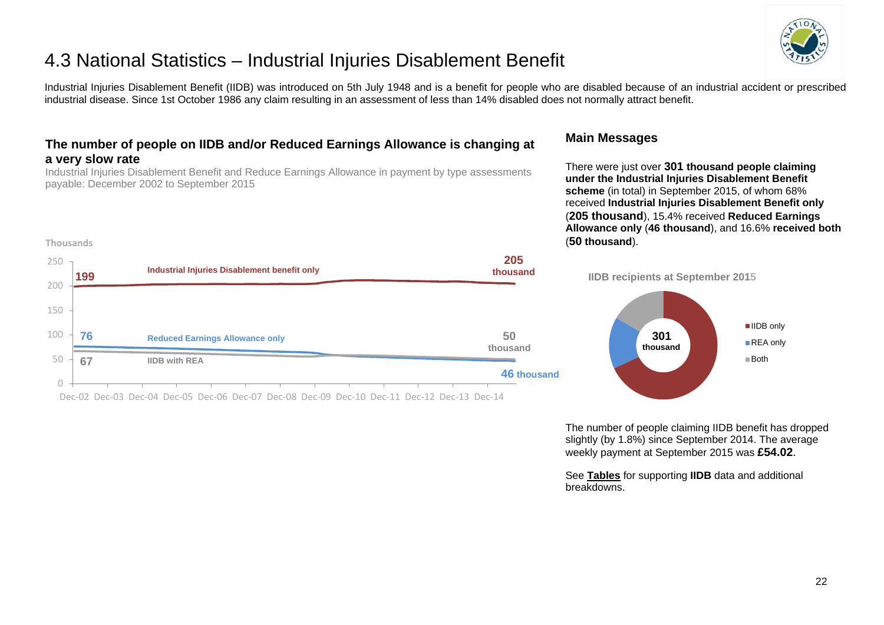# 4.3 National Statistics – Industrial Injuries Disablement Benefit

Industrial Injuries Disablement Benefit (IIDB) was introduced on 5th July 1948 and is a benefit for people who are disabled because of an industrial accident or prescribed industrial disease. Since 1st October 1986 any claim resulting in an assessment of less than 14% disabled does not normally attract benefit.

### The number of people on IIDB and/or Reduced Earnings Allowance is changing at a very slow rate

Industrial Injuries Disablement Benefit and Reduce Earnings Allowance in payment by type assessments payable: December 2002 to September 2015

Thousands

| | Dec-02 | Sep-15 |
|---|---|---|
| Industrial Injuries Disablement benefit only | 199 | 205 thousand |
| Reduced Earnings Allowance only | 76 | 46 thousand |
| IIDB with REA | 67 | 50 thousand |

## Main Messages

There were just over **301 thousand people claiming under the Industrial Injuries Disablement Benefit scheme** (in total) in September 2015, of whom 68% received **Industrial Injuries Disablement Benefit only** (**205 thousand**), 15.4% received **Reduced Earnings Allowance only** (**46 thousand**), and 16.6% **received both** (**50 thousand**).

**IIDB recipients at September 2015**

301 thousand

- IIDB only
- REA only
- Both

The number of people claiming IIDB benefit has dropped slightly (by 1.8%) since September 2014. The average weekly payment at September 2015 was **£54.02**.

See **Tables** for supporting **IIDB** data and additional breakdowns.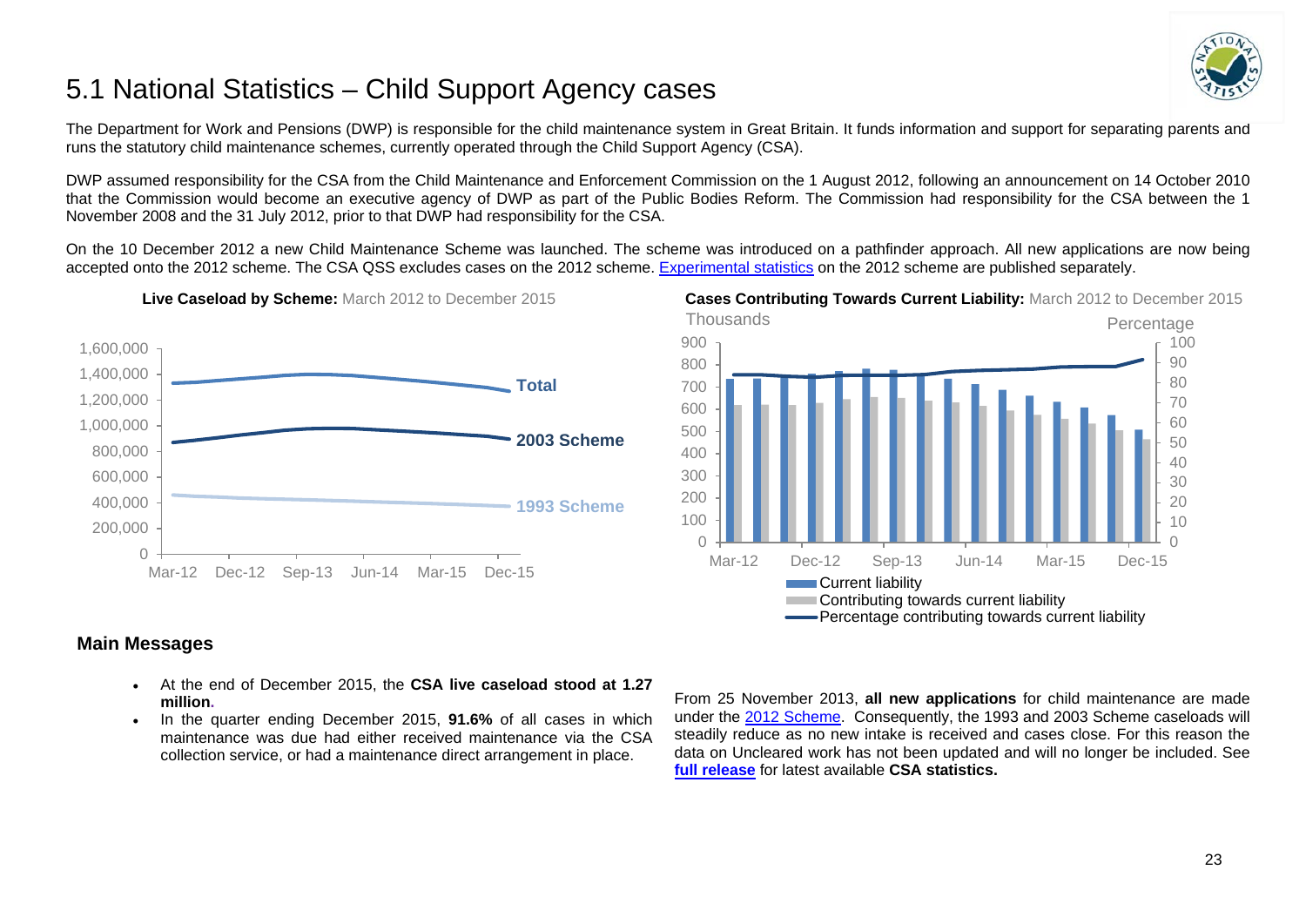# 5.1 National Statistics – Child Support Agency cases

The Department for Work and Pensions (DWP) is responsible for the child maintenance system in Great Britain. It funds information and support for separating parents and runs the statutory child maintenance schemes, currently operated through the Child Support Agency (CSA).

DWP assumed responsibility for the CSA from the Child Maintenance and Enforcement Commission on the 1 August 2012, following an announcement on 14 October 2010 that the Commission would become an executive agency of DWP as part of the Public Bodies Reform. The Commission had responsibility for the CSA between the 1 November 2008 and the 31 July 2012, prior to that DWP had responsibility for the CSA.

On the 10 December 2012 a new Child Maintenance Scheme was launched. The scheme was introduced on a pathfinder approach. All new applications are now being accepted onto the 2012 scheme. The CSA QSS excludes cases on the 2012 scheme. Experimental statistics on the 2012 scheme are published separately.

**Live Caseload by Scheme:** March 2012 to December 2015

**Cases Contributing Towards Current Liability:** March 2012 to December 2015

## Main Messages

- At the end of December 2015, the **CSA live caseload stood at 1.27 million.**
- In the quarter ending December 2015, **91.6%** of all cases in which maintenance was due had either received maintenance via the CSA collection service, or had a maintenance direct arrangement in place.

From 25 November 2013, **all new applications** for child maintenance are made under the 2012 Scheme. Consequently, the 1993 and 2003 Scheme caseloads will steadily reduce as no new intake is received and cases close. For this reason the data on Uncleared work has not been updated and will no longer be included. See **full release** for latest available **CSA statistics.**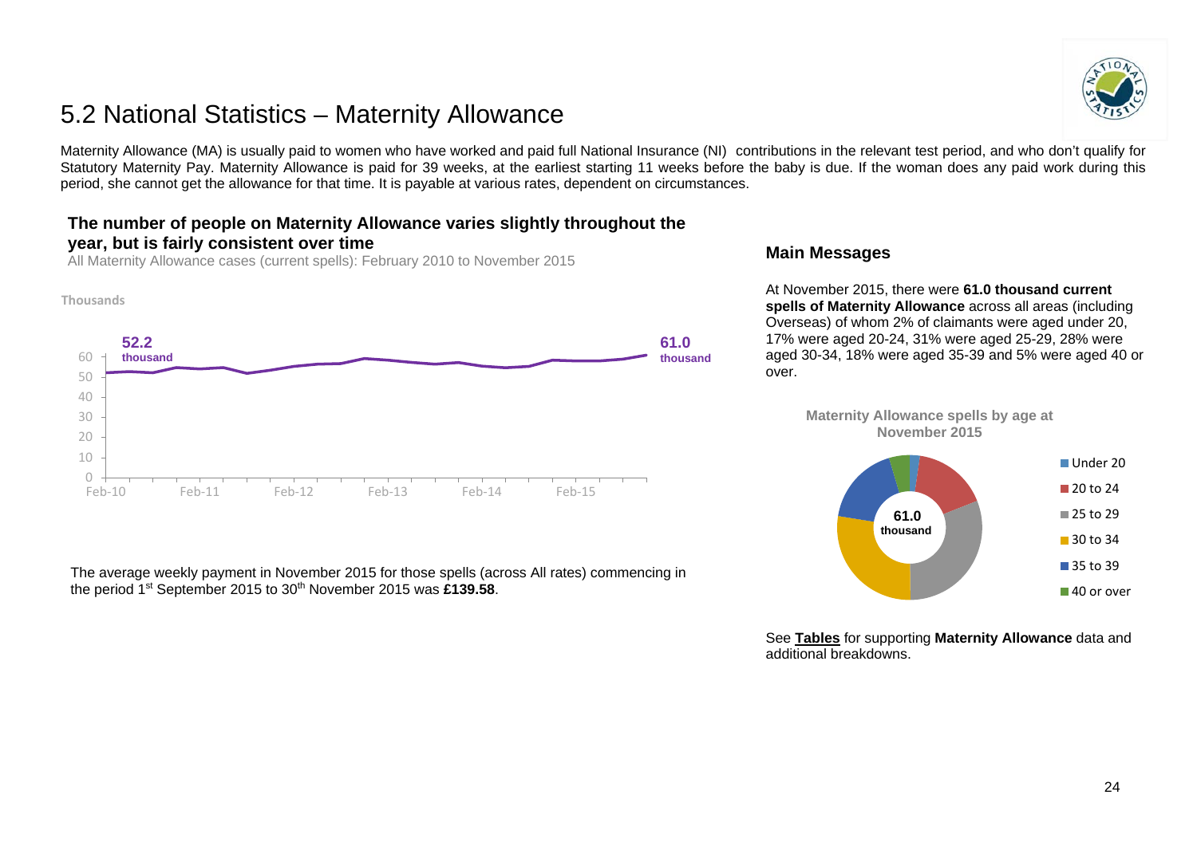# 5.2 National Statistics – Maternity Allowance

Maternity Allowance (MA) is usually paid to women who have worked and paid full National Insurance (NI) contributions in the relevant test period, and who don't qualify for Statutory Maternity Pay. Maternity Allowance is paid for 39 weeks, at the earliest starting 11 weeks before the baby is due. If the woman does any paid work during this period, she cannot get the allowance for that time. It is payable at various rates, dependent on circumstances.

### The number of people on Maternity Allowance varies slightly throughout the year, but is fairly consistent over time

All Maternity Allowance cases (current spells): February 2010 to November 2015

Thousands

52.2 thousand

61.0 thousand

0, 10, 20, 30, 40, 50, 60

Feb-10, Feb-11, Feb-12, Feb-13, Feb-14, Feb-15

The average weekly payment in November 2015 for those spells (across All rates) commencing in the period 1st September 2015 to 30th November 2015 was **£139.58**.

### Main Messages

At November 2015, there were **61.0 thousand current spells of Maternity Allowance** across all areas (including Overseas) of whom 2% of claimants were aged under 20, 17% were aged 20-24, 31% were aged 25-29, 28% were aged 30-34, 18% were aged 35-39 and 5% were aged 40 or over.

**Maternity Allowance spells by age at November 2015**

61.0 thousand

- Under 20
- 20 to 24
- 25 to 29
- 30 to 34
- 35 to 39
- 40 or over

See **Tables** for supporting **Maternity Allowance** data and additional breakdowns.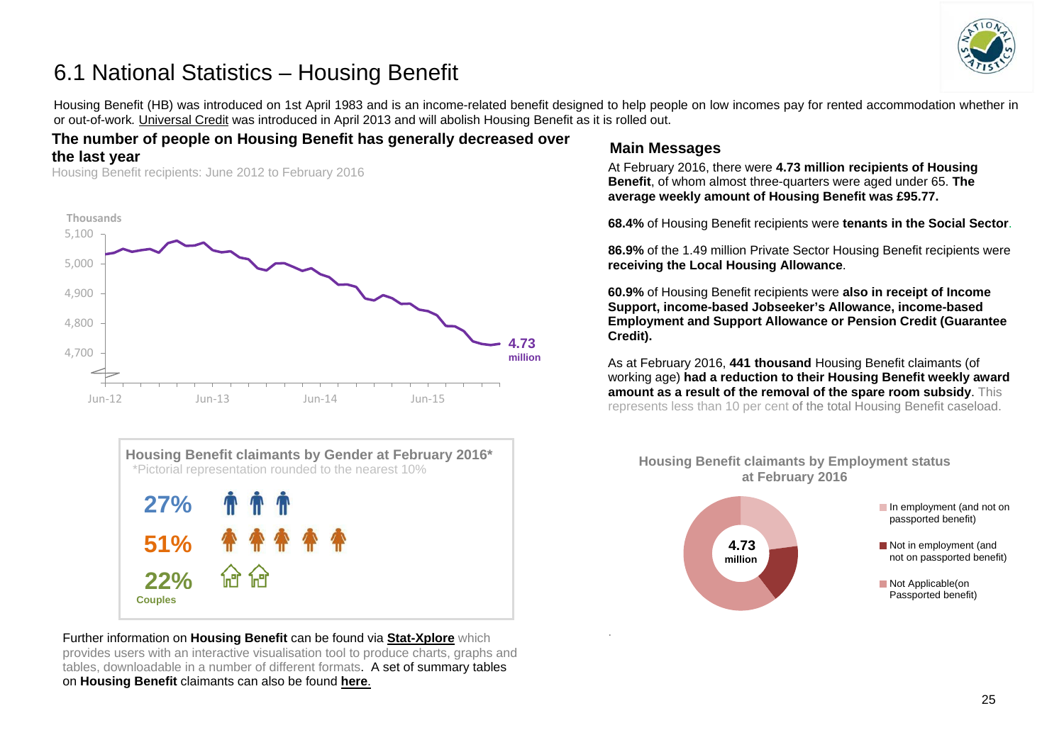# 6.1 National Statistics – Housing Benefit

Housing Benefit (HB) was introduced on 1st April 1983 and is an income-related benefit designed to help people on low incomes pay for rented accommodation whether in or out-of-work. Universal Credit was introduced in April 2013 and will abolish Housing Benefit as it is rolled out.

## The number of people on Housing Benefit has generally decreased over the last year

Housing Benefit recipients: June 2012 to February 2016

Thousands

5,100
5,000
4,900
4,800
4,700

Jun-12 Jun-13 Jun-14 Jun-15

**4.73 million**

### Housing Benefit claimants by Gender at February 2016*

*Pictorial representation rounded to the nearest 10%

**27%**

**51%**

**22%** Couples

Further information on **Housing Benefit** can be found via **Stat-Xplore** which provides users with an interactive visualisation tool to produce charts, graphs and tables, downloadable in a number of different formats. A set of summary tables on **Housing Benefit** claimants can also be found **here**.

## Main Messages

At February 2016, there were **4.73 million recipients of Housing Benefit**, of whom almost three-quarters were aged under 65. **The average weekly amount of Housing Benefit was £95.77.**

**68.4%** of Housing Benefit recipients were **tenants in the Social Sector**.

**86.9%** of the 1.49 million Private Sector Housing Benefit recipients were **receiving the Local Housing Allowance**.

**60.9%** of Housing Benefit recipients were **also in receipt of Income Support, income-based Jobseeker's Allowance, income-based Employment and Support Allowance or Pension Credit (Guarantee Credit).**

As at February 2016, **441 thousand** Housing Benefit claimants (of working age) **had a reduction to their Housing Benefit weekly award amount as a result of the removal of the spare room subsidy**. This represents less than 10 per cent of the total Housing Benefit caseload.

### Housing Benefit claimants by Employment status at February 2016

**4.73 million**

- In employment (and not on passported benefit)
- Not in employment (and not on passported benefit)
- Not Applicable(on Passported benefit)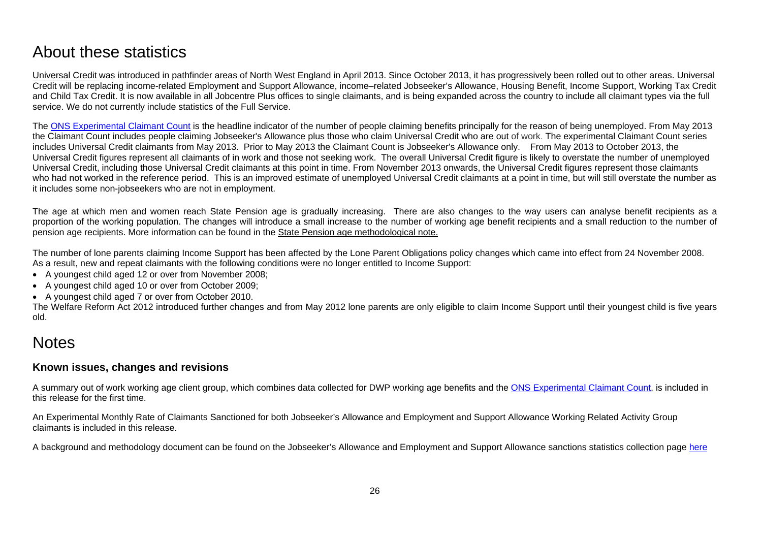# About these statistics

Universal Credit was introduced in pathfinder areas of North West England in April 2013. Since October 2013, it has progressively been rolled out to other areas. Universal Credit will be replacing income-related Employment and Support Allowance, income–related Jobseeker's Allowance, Housing Benefit, Income Support, Working Tax Credit and Child Tax Credit. It is now available in all Jobcentre Plus offices to single claimants, and is being expanded across the country to include all claimant types via the full service. We do not currently include statistics of the Full Service.

The ONS Experimental Claimant Count is the headline indicator of the number of people claiming benefits principally for the reason of being unemployed. From May 2013 the Claimant Count includes people claiming Jobseeker's Allowance plus those who claim Universal Credit who are out of work. The experimental Claimant Count series includes Universal Credit claimants from May 2013. Prior to May 2013 the Claimant Count is Jobseeker's Allowance only. From May 2013 to October 2013, the Universal Credit figures represent all claimants of in work and those not seeking work. The overall Universal Credit figure is likely to overstate the number of unemployed Universal Credit, including those Universal Credit claimants at this point in time. From November 2013 onwards, the Universal Credit figures represent those claimants who had not worked in the reference period. This is an improved estimate of unemployed Universal Credit claimants at a point in time, but will still overstate the number as it includes some non-jobseekers who are not in employment.

The age at which men and women reach State Pension age is gradually increasing. There are also changes to the way users can analyse benefit recipients as a proportion of the working population. The changes will introduce a small increase to the number of working age benefit recipients and a small reduction to the number of pension age recipients. More information can be found in the State Pension age methodological note.

The number of lone parents claiming Income Support has been affected by the Lone Parent Obligations policy changes which came into effect from 24 November 2008. As a result, new and repeat claimants with the following conditions were no longer entitled to Income Support:

- A youngest child aged 12 or over from November 2008;
- A youngest child aged 10 or over from October 2009;
- A youngest child aged 7 or over from October 2010.

The Welfare Reform Act 2012 introduced further changes and from May 2012 lone parents are only eligible to claim Income Support until their youngest child is five years old.

# Notes

### Known issues, changes and revisions

A summary out of work working age client group, which combines data collected for DWP working age benefits and the ONS Experimental Claimant Count, is included in this release for the first time.

An Experimental Monthly Rate of Claimants Sanctioned for both Jobseeker's Allowance and Employment and Support Allowance Working Related Activity Group claimants is included in this release.

A background and methodology document can be found on the Jobseeker's Allowance and Employment and Support Allowance sanctions statistics collection page here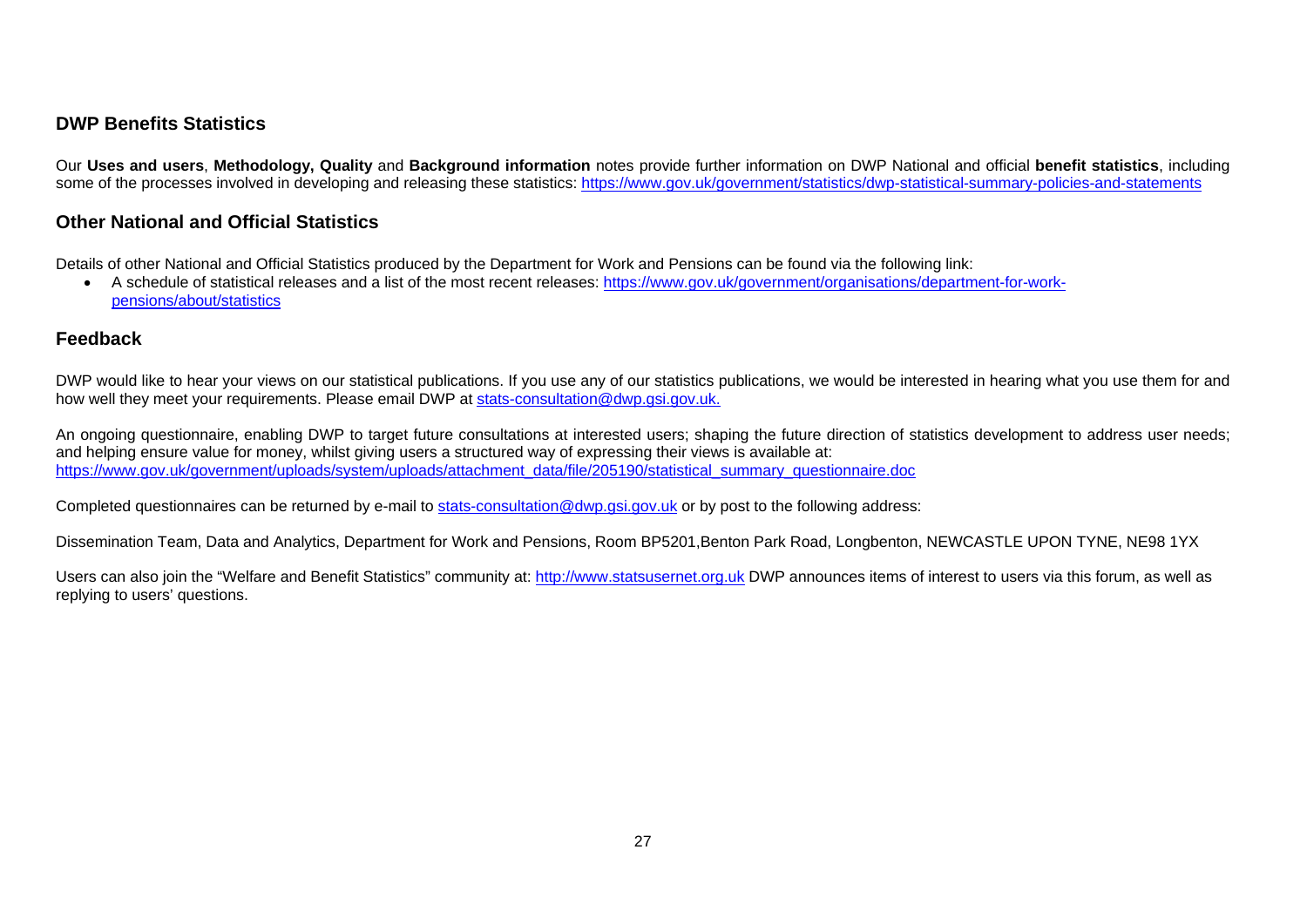## DWP Benefits Statistics

Our **Uses and users**, **Methodology, Quality** and **Background information** notes provide further information on DWP National and official **benefit statistics**, including some of the processes involved in developing and releasing these statistics: https://www.gov.uk/government/statistics/dwp-statistical-summary-policies-and-statements

## Other National and Official Statistics

Details of other National and Official Statistics produced by the Department for Work and Pensions can be found via the following link:

- A schedule of statistical releases and a list of the most recent releases: https://www.gov.uk/government/organisations/department-for-work-pensions/about/statistics

## Feedback

DWP would like to hear your views on our statistical publications. If you use any of our statistics publications, we would be interested in hearing what you use them for and how well they meet your requirements. Please email DWP at stats-consultation@dwp.gsi.gov.uk.

An ongoing questionnaire, enabling DWP to target future consultations at interested users; shaping the future direction of statistics development to address user needs; and helping ensure value for money, whilst giving users a structured way of expressing their views is available at: https://www.gov.uk/government/uploads/system/uploads/attachment_data/file/205190/statistical_summary_questionnaire.doc

Completed questionnaires can be returned by e-mail to stats-consultation@dwp.gsi.gov.uk or by post to the following address:

Dissemination Team, Data and Analytics, Department for Work and Pensions, Room BP5201,Benton Park Road, Longbenton, NEWCASTLE UPON TYNE, NE98 1YX

Users can also join the "Welfare and Benefit Statistics" community at: http://www.statsusernet.org.uk DWP announces items of interest to users via this forum, as well as replying to users' questions.